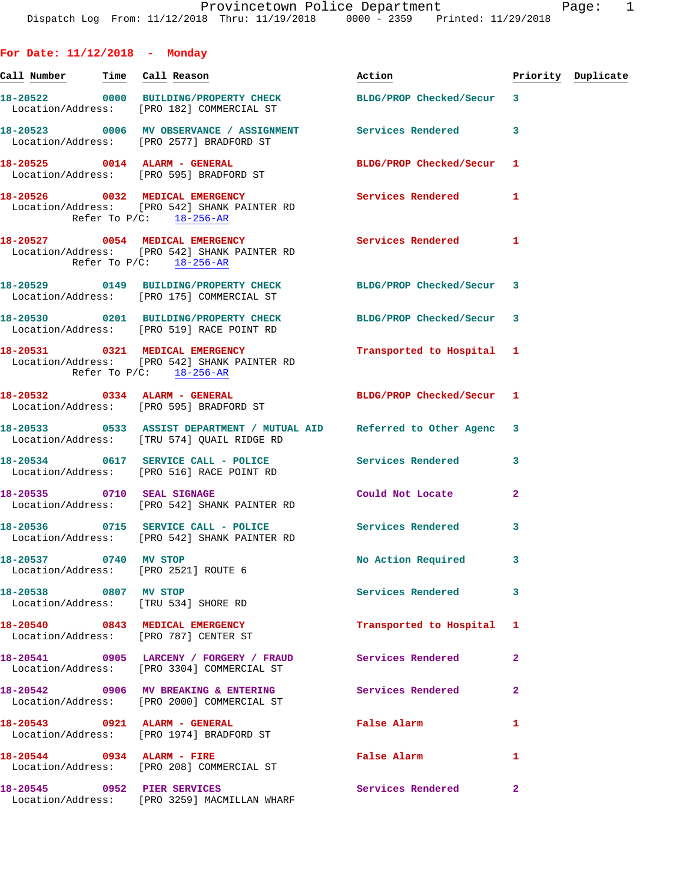Provincetown Police Department

Dispatch Log From: 11/12/2018 Thru: 11/19/2018 0000 - 2359 Printed: 11/29/2018

**For Date: 11/12/2018 - Monday**

| Call Number | Time | Call Reason | Action | Priority | Duplicate |
|---|---|---|---|---|---|
| 18-20522 | 0000 | BUILDING/PROPERTY CHECK | BLDG/PROP Checked/Secur | 3 | |
| Location/Address: [PRO 182] COMMERCIAL ST | | | | | |
| 18-20523 | 0006 | MV OBSERVANCE / ASSIGNMENT | Services Rendered | 3 | |
| Location/Address: [PRO 2577] BRADFORD ST | | | | | |
| 18-20525 | 0014 | ALARM - GENERAL | BLDG/PROP Checked/Secur | 1 | |
| Location/Address: [PRO 595] BRADFORD ST | | | | | |
| 18-20526 | 0032 | MEDICAL EMERGENCY | Services Rendered | 1 | |
| Location/Address: [PRO 542] SHANK PAINTER RD; Refer To P/C: 18-256-AR | | | | | |
| 18-20527 | 0054 | MEDICAL EMERGENCY | Services Rendered | 1 | |
| Location/Address: [PRO 542] SHANK PAINTER RD; Refer To P/C: 18-256-AR | | | | | |
| 18-20529 | 0149 | BUILDING/PROPERTY CHECK | BLDG/PROP Checked/Secur | 3 | |
| Location/Address: [PRO 175] COMMERCIAL ST | | | | | |
| 18-20530 | 0201 | BUILDING/PROPERTY CHECK | BLDG/PROP Checked/Secur | 3 | |
| Location/Address: [PRO 519] RACE POINT RD | | | | | |
| 18-20531 | 0321 | MEDICAL EMERGENCY | Transported to Hospital | 1 | |
| Location/Address: [PRO 542] SHANK PAINTER RD; Refer To P/C: 18-256-AR | | | | | |
| 18-20532 | 0334 | ALARM - GENERAL | BLDG/PROP Checked/Secur | 1 | |
| Location/Address: [PRO 595] BRADFORD ST | | | | | |
| 18-20533 | 0533 | ASSIST DEPARTMENT / MUTUAL AID | Referred to Other Agenc | 3 | |
| Location/Address: [TRU 574] QUAIL RIDGE RD | | | | | |
| 18-20534 | 0617 | SERVICE CALL - POLICE | Services Rendered | 3 | |
| Location/Address: [PRO 516] RACE POINT RD | | | | | |
| 18-20535 | 0710 | SEAL SIGNAGE | Could Not Locate | 2 | |
| Location/Address: [PRO 542] SHANK PAINTER RD | | | | | |
| 18-20536 | 0715 | SERVICE CALL - POLICE | Services Rendered | 3 | |
| Location/Address: [PRO 542] SHANK PAINTER RD | | | | | |
| 18-20537 | 0740 | MV STOP | No Action Required | 3 | |
| Location/Address: [PRO 2521] ROUTE 6 | | | | | |
| 18-20538 | 0807 | MV STOP | Services Rendered | 3 | |
| Location/Address: [TRU 534] SHORE RD | | | | | |
| 18-20540 | 0843 | MEDICAL EMERGENCY | Transported to Hospital | 1 | |
| Location/Address: [PRO 787] CENTER ST | | | | | |
| 18-20541 | 0905 | LARCENY / FORGERY / FRAUD | Services Rendered | 2 | |
| Location/Address: [PRO 3304] COMMERCIAL ST | | | | | |
| 18-20542 | 0906 | MV BREAKING & ENTERING | Services Rendered | 2 | |
| Location/Address: [PRO 2000] COMMERCIAL ST | | | | | |
| 18-20543 | 0921 | ALARM - GENERAL | False Alarm | 1 | |
| Location/Address: [PRO 1974] BRADFORD ST | | | | | |
| 18-20544 | 0934 | ALARM - FIRE | False Alarm | 1 | |
| Location/Address: [PRO 208] COMMERCIAL ST | | | | | |
| 18-20545 | 0952 | PIER SERVICES | Services Rendered | 2 | |
| Location/Address: [PRO 3259] MACMILLAN WHARF | | | | | |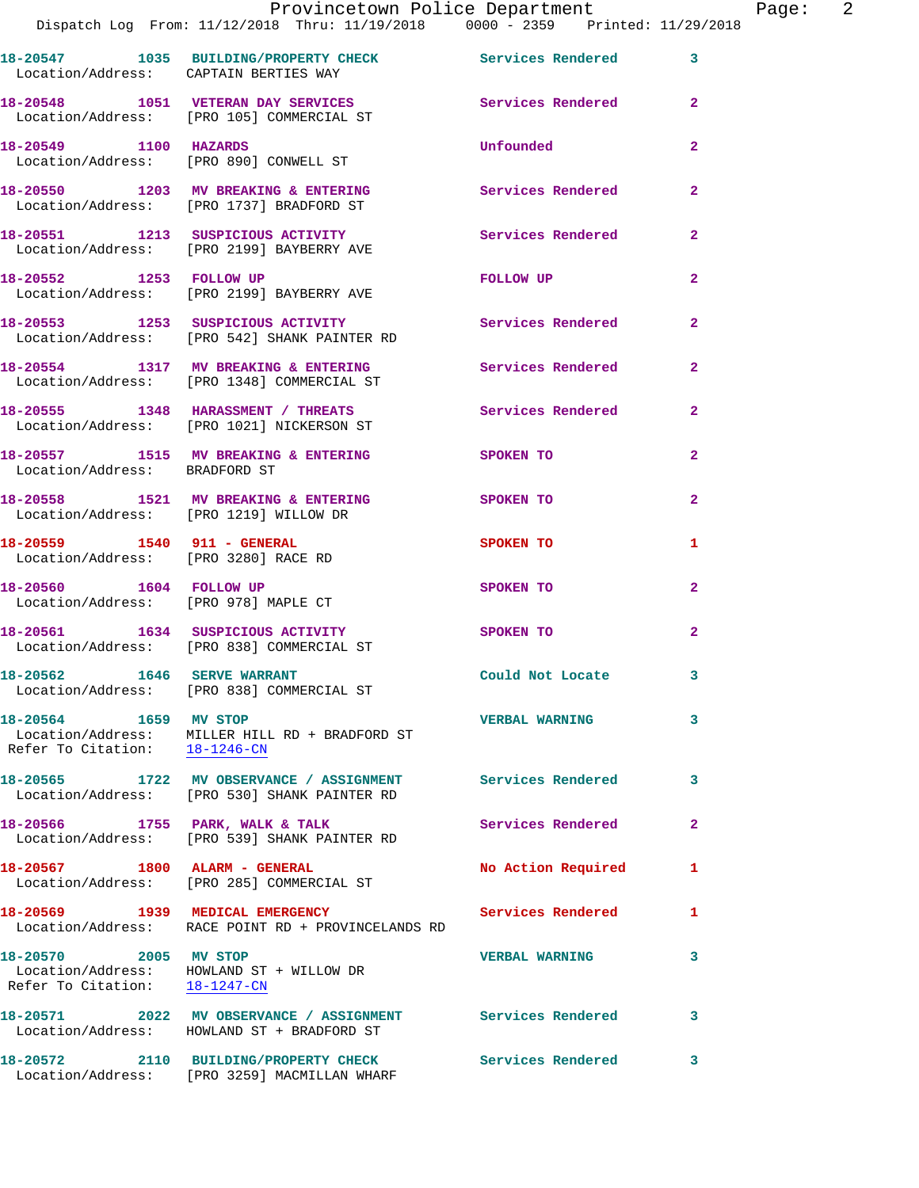18-20547 1035 BUILDING/PROPERTY CHECK Services Rendered 3
Location/Address: CAPTAIN BERTIES WAY

18-20548 1051 VETERAN DAY SERVICES Services Rendered 2
Location/Address: [PRO 105] COMMERCIAL ST

18-20549 1100 HAZARDS Unfounded 2
Location/Address: [PRO 890] CONWELL ST

18-20550 1203 MV BREAKING & ENTERING Services Rendered 2
Location/Address: [PRO 1737] BRADFORD ST

18-20551 1213 SUSPICIOUS ACTIVITY Services Rendered 2
Location/Address: [PRO 2199] BAYBERRY AVE

18-20552 1253 FOLLOW UP FOLLOW UP 2
Location/Address: [PRO 2199] BAYBERRY AVE

18-20553 1253 SUSPICIOUS ACTIVITY Services Rendered 2
Location/Address: [PRO 542] SHANK PAINTER RD

18-20554 1317 MV BREAKING & ENTERING Services Rendered 2
Location/Address: [PRO 1348] COMMERCIAL ST

18-20555 1348 HARASSMENT / THREATS Services Rendered 2
Location/Address: [PRO 1021] NICKERSON ST

18-20557 1515 MV BREAKING & ENTERING SPOKEN TO 2
Location/Address: BRADFORD ST

18-20558 1521 MV BREAKING & ENTERING SPOKEN TO 2
Location/Address: [PRO 1219] WILLOW DR

18-20559 1540 911 - GENERAL SPOKEN TO 1
Location/Address: [PRO 3280] RACE RD

18-20560 1604 FOLLOW UP SPOKEN TO 2
Location/Address: [PRO 978] MAPLE CT

18-20561 1634 SUSPICIOUS ACTIVITY SPOKEN TO 2
Location/Address: [PRO 838] COMMERCIAL ST

18-20562 1646 SERVE WARRANT Could Not Locate 3
Location/Address: [PRO 838] COMMERCIAL ST

18-20564 1659 MV STOP VERBAL WARNING 3
Location/Address: MILLER HILL RD + BRADFORD ST
Refer To Citation: 18-1246-CN

18-20565 1722 MV OBSERVANCE / ASSIGNMENT Services Rendered 3
Location/Address: [PRO 530] SHANK PAINTER RD

18-20566 1755 PARK, WALK & TALK Services Rendered 2
Location/Address: [PRO 539] SHANK PAINTER RD

18-20567 1800 ALARM - GENERAL No Action Required 1
Location/Address: [PRO 285] COMMERCIAL ST

18-20569 1939 MEDICAL EMERGENCY Services Rendered 1
Location/Address: RACE POINT RD + PROVINCELANDS RD

18-20570 2005 MV STOP VERBAL WARNING 3
Location/Address: HOWLAND ST + WILLOW DR
Refer To Citation: 18-1247-CN

18-20571 2022 MV OBSERVANCE / ASSIGNMENT Services Rendered 3
Location/Address: HOWLAND ST + BRADFORD ST

18-20572 2110 BUILDING/PROPERTY CHECK Services Rendered 3
Location/Address: [PRO 3259] MACMILLAN WHARF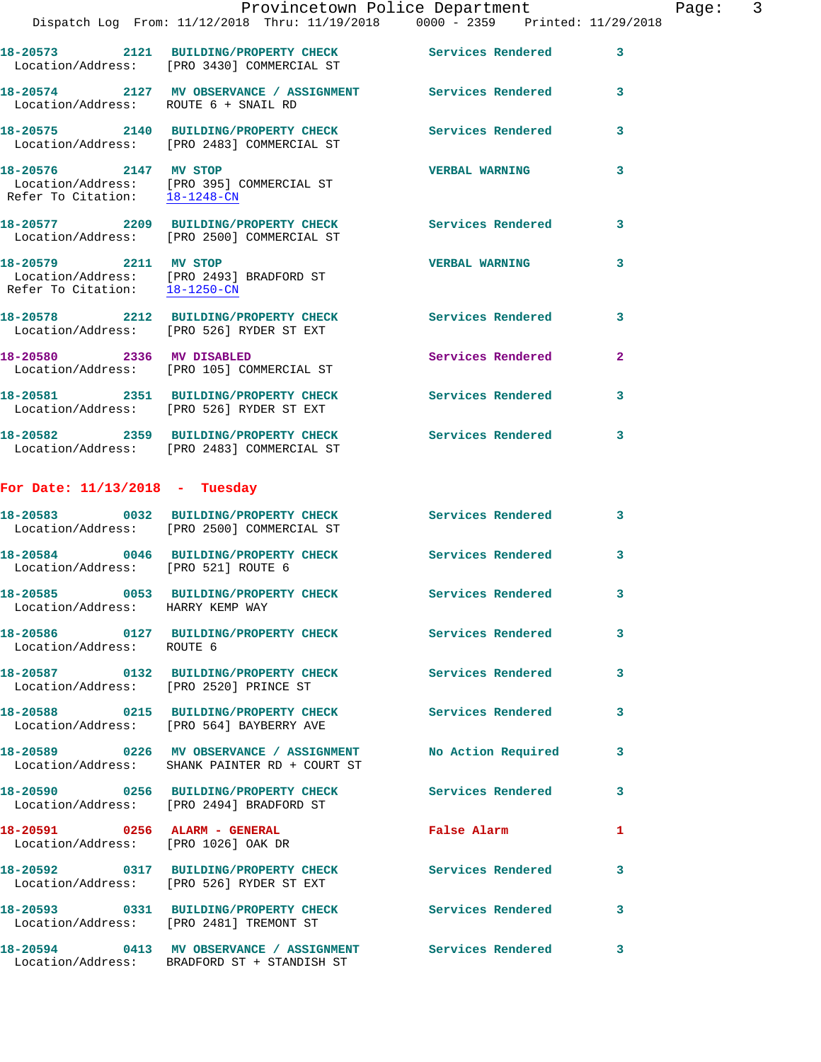**18-20573** 2121 **BUILDING/PROPERTY CHECK** Services Rendered 3
Location/Address: [PRO 3430] COMMERCIAL ST

**18-20574** 2127 **MV OBSERVANCE / ASSIGNMENT** Services Rendered 3
Location/Address: ROUTE 6 + SNAIL RD

**18-20575** 2140 **BUILDING/PROPERTY CHECK** Services Rendered 3
Location/Address: [PRO 2483] COMMERCIAL ST

**18-20576** 2147 **MV STOP** VERBAL WARNING 3
Location/Address: [PRO 395] COMMERCIAL ST
Refer To Citation: 18-1248-CN

**18-20577** 2209 **BUILDING/PROPERTY CHECK** Services Rendered 3
Location/Address: [PRO 2500] COMMERCIAL ST

**18-20579** 2211 **MV STOP** VERBAL WARNING 3
Location/Address: [PRO 2493] BRADFORD ST
Refer To Citation: 18-1250-CN

**18-20578** 2212 **BUILDING/PROPERTY CHECK** Services Rendered 3
Location/Address: [PRO 526] RYDER ST EXT

**18-20580** 2336 **MV DISABLED** Services Rendered 2
Location/Address: [PRO 105] COMMERCIAL ST

**18-20581** 2351 **BUILDING/PROPERTY CHECK** Services Rendered 3
Location/Address: [PRO 526] RYDER ST EXT

**18-20582** 2359 **BUILDING/PROPERTY CHECK** Services Rendered 3
Location/Address: [PRO 2483] COMMERCIAL ST

## For Date: 11/13/2018 - Tuesday

**18-20583** 0032 **BUILDING/PROPERTY CHECK** Services Rendered 3
Location/Address: [PRO 2500] COMMERCIAL ST

**18-20584** 0046 **BUILDING/PROPERTY CHECK** Services Rendered 3
Location/Address: [PRO 521] ROUTE 6

**18-20585** 0053 **BUILDING/PROPERTY CHECK** Services Rendered 3
Location/Address: HARRY KEMP WAY

**18-20586** 0127 **BUILDING/PROPERTY CHECK** Services Rendered 3
Location/Address: ROUTE 6

**18-20587** 0132 **BUILDING/PROPERTY CHECK** Services Rendered 3
Location/Address: [PRO 2520] PRINCE ST

**18-20588** 0215 **BUILDING/PROPERTY CHECK** Services Rendered 3
Location/Address: [PRO 564] BAYBERRY AVE

**18-20589** 0226 **MV OBSERVANCE / ASSIGNMENT** No Action Required 3
Location/Address: SHANK PAINTER RD + COURT ST

**18-20590** 0256 **BUILDING/PROPERTY CHECK** Services Rendered 3
Location/Address: [PRO 2494] BRADFORD ST

**18-20591** 0256 **ALARM - GENERAL** False Alarm 1
Location/Address: [PRO 1026] OAK DR

**18-20592** 0317 **BUILDING/PROPERTY CHECK** Services Rendered 3
Location/Address: [PRO 526] RYDER ST EXT

**18-20593** 0331 **BUILDING/PROPERTY CHECK** Services Rendered 3
Location/Address: [PRO 2481] TREMONT ST

**18-20594** 0413 **MV OBSERVANCE / ASSIGNMENT** Services Rendered 3
Location/Address: BRADFORD ST + STANDISH ST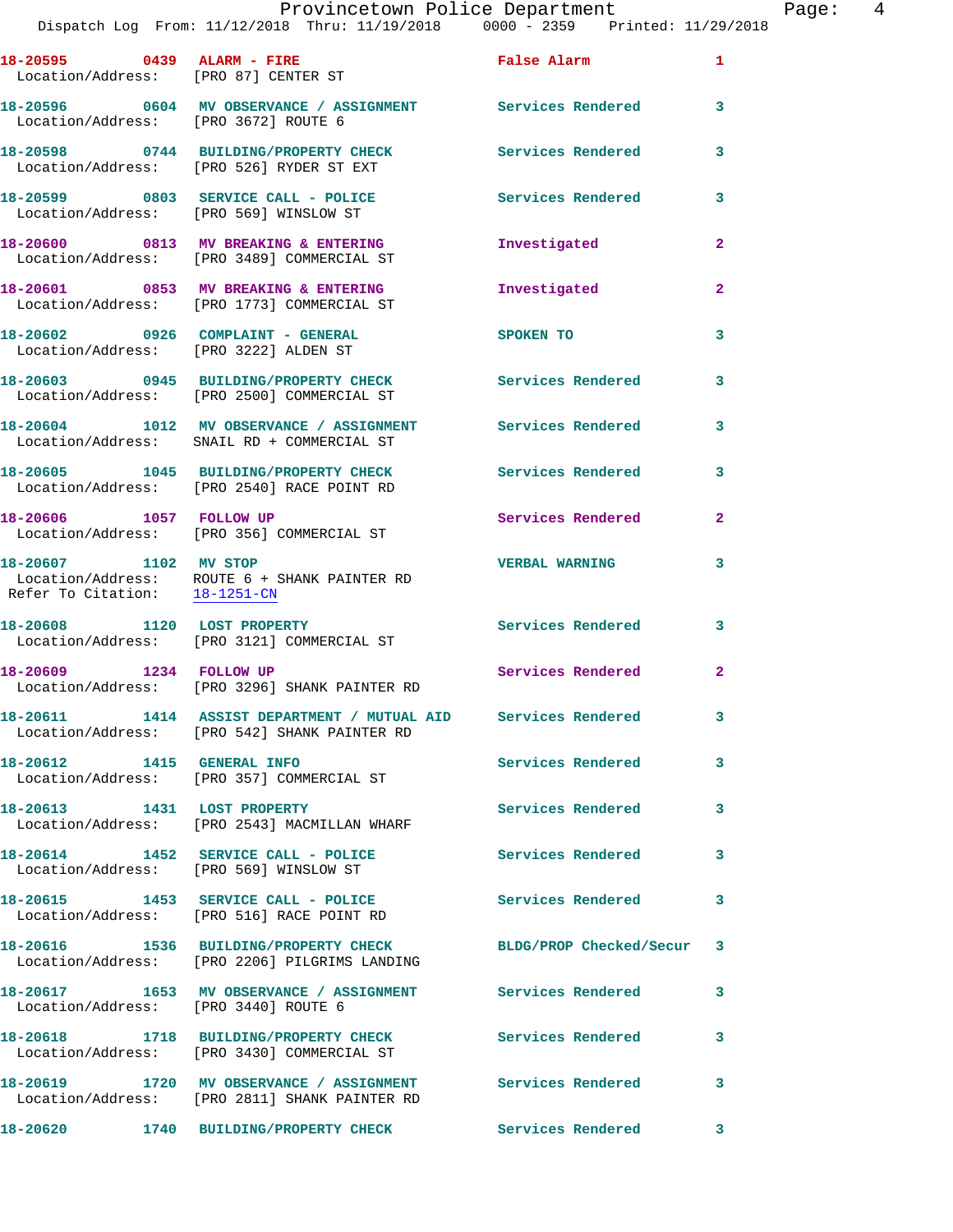18-20595 0439 ALARM - FIRE False Alarm 1
Location/Address: [PRO 87] CENTER ST

18-20596 0604 MV OBSERVANCE / ASSIGNMENT Services Rendered 3
Location/Address: [PRO 3672] ROUTE 6

18-20598 0744 BUILDING/PROPERTY CHECK Services Rendered 3
Location/Address: [PRO 526] RYDER ST EXT

18-20599 0803 SERVICE CALL - POLICE Services Rendered 3
Location/Address: [PRO 569] WINSLOW ST

18-20600 0813 MV BREAKING & ENTERING Investigated 2
Location/Address: [PRO 3489] COMMERCIAL ST

18-20601 0853 MV BREAKING & ENTERING Investigated 2
Location/Address: [PRO 1773] COMMERCIAL ST

18-20602 0926 COMPLAINT - GENERAL SPOKEN TO 3
Location/Address: [PRO 3222] ALDEN ST

18-20603 0945 BUILDING/PROPERTY CHECK Services Rendered 3
Location/Address: [PRO 2500] COMMERCIAL ST

18-20604 1012 MV OBSERVANCE / ASSIGNMENT Services Rendered 3
Location/Address: SNAIL RD + COMMERCIAL ST

18-20605 1045 BUILDING/PROPERTY CHECK Services Rendered 3
Location/Address: [PRO 2540] RACE POINT RD

18-20606 1057 FOLLOW UP Services Rendered 2
Location/Address: [PRO 356] COMMERCIAL ST

18-20607 1102 MV STOP VERBAL WARNING 3
Location/Address: ROUTE 6 + SHANK PAINTER RD
Refer To Citation: 18-1251-CN

18-20608 1120 LOST PROPERTY Services Rendered 3
Location/Address: [PRO 3121] COMMERCIAL ST

18-20609 1234 FOLLOW UP Services Rendered 2
Location/Address: [PRO 3296] SHANK PAINTER RD

18-20611 1414 ASSIST DEPARTMENT / MUTUAL AID Services Rendered 3
Location/Address: [PRO 542] SHANK PAINTER RD

18-20612 1415 GENERAL INFO Services Rendered 3
Location/Address: [PRO 357] COMMERCIAL ST

18-20613 1431 LOST PROPERTY Services Rendered 3
Location/Address: [PRO 2543] MACMILLAN WHARF

18-20614 1452 SERVICE CALL - POLICE Services Rendered 3
Location/Address: [PRO 569] WINSLOW ST

18-20615 1453 SERVICE CALL - POLICE Services Rendered 3
Location/Address: [PRO 516] RACE POINT RD

18-20616 1536 BUILDING/PROPERTY CHECK BLDG/PROP Checked/Secur 3
Location/Address: [PRO 2206] PILGRIMS LANDING

18-20617 1653 MV OBSERVANCE / ASSIGNMENT Services Rendered 3
Location/Address: [PRO 3440] ROUTE 6

18-20618 1718 BUILDING/PROPERTY CHECK Services Rendered 3
Location/Address: [PRO 3430] COMMERCIAL ST

18-20619 1720 MV OBSERVANCE / ASSIGNMENT Services Rendered 3
Location/Address: [PRO 2811] SHANK PAINTER RD

18-20620 1740 BUILDING/PROPERTY CHECK Services Rendered 3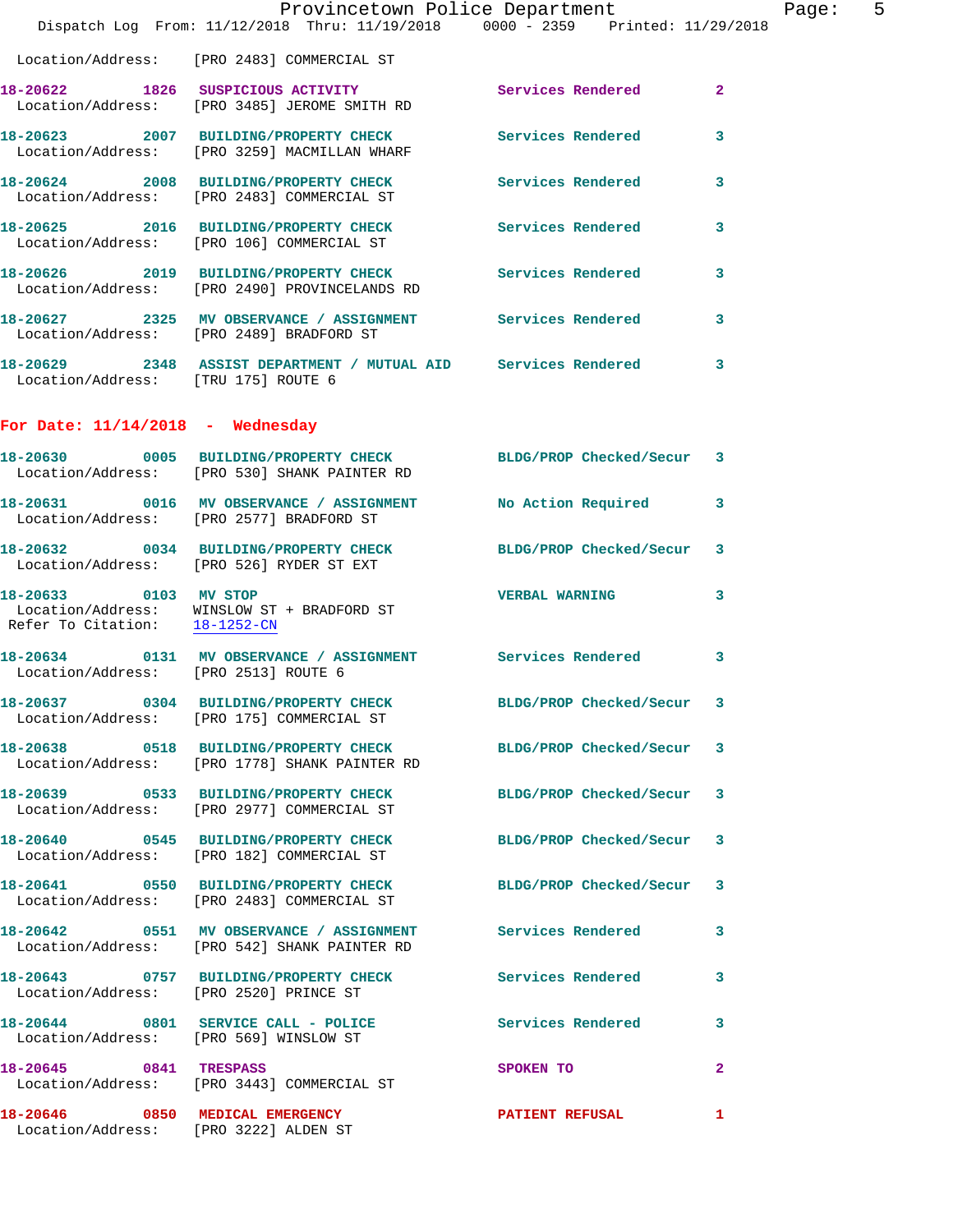Location/Address: [PRO 2483] COMMERCIAL ST

| Call # | Time | Call Reason | Action | Priority |
|---|---|---|---|---|
| 18-20622 | 1826 | SUSPICIOUS ACTIVITY | Services Rendered | 2 |
| | | Location/Address: [PRO 3485] JEROME SMITH RD | | |
| 18-20623 | 2007 | BUILDING/PROPERTY CHECK | Services Rendered | 3 |
| | | Location/Address: [PRO 3259] MACMILLAN WHARF | | |
| 18-20624 | 2008 | BUILDING/PROPERTY CHECK | Services Rendered | 3 |
| | | Location/Address: [PRO 2483] COMMERCIAL ST | | |
| 18-20625 | 2016 | BUILDING/PROPERTY CHECK | Services Rendered | 3 |
| | | Location/Address: [PRO 106] COMMERCIAL ST | | |
| 18-20626 | 2019 | BUILDING/PROPERTY CHECK | Services Rendered | 3 |
| | | Location/Address: [PRO 2490] PROVINCELANDS RD | | |
| 18-20627 | 2325 | MV OBSERVANCE / ASSIGNMENT | Services Rendered | 3 |
| | | Location/Address: [PRO 2489] BRADFORD ST | | |
| 18-20629 | 2348 | ASSIST DEPARTMENT / MUTUAL AID | Services Rendered | 3 |
| | | Location/Address: [TRU 175] ROUTE 6 | | |

## For Date: 11/14/2018 - Wednesday

| Call # | Time | Call Reason | Action | Priority |
|---|---|---|---|---|
| 18-20630 | 0005 | BUILDING/PROPERTY CHECK | BLDG/PROP Checked/Secur | 3 |
| | | Location/Address: [PRO 530] SHANK PAINTER RD | | |
| 18-20631 | 0016 | MV OBSERVANCE / ASSIGNMENT | No Action Required | 3 |
| | | Location/Address: [PRO 2577] BRADFORD ST | | |
| 18-20632 | 0034 | BUILDING/PROPERTY CHECK | BLDG/PROP Checked/Secur | 3 |
| | | Location/Address: [PRO 526] RYDER ST EXT | | |
| 18-20633 | 0103 | MV STOP | VERBAL WARNING | 3 |
| | | Location/Address: WINSLOW ST + BRADFORD ST | | |
| | | Refer To Citation: 18-1252-CN | | |
| 18-20634 | 0131 | MV OBSERVANCE / ASSIGNMENT | Services Rendered | 3 |
| | | Location/Address: [PRO 2513] ROUTE 6 | | |
| 18-20637 | 0304 | BUILDING/PROPERTY CHECK | BLDG/PROP Checked/Secur | 3 |
| | | Location/Address: [PRO 175] COMMERCIAL ST | | |
| 18-20638 | 0518 | BUILDING/PROPERTY CHECK | BLDG/PROP Checked/Secur | 3 |
| | | Location/Address: [PRO 1778] SHANK PAINTER RD | | |
| 18-20639 | 0533 | BUILDING/PROPERTY CHECK | BLDG/PROP Checked/Secur | 3 |
| | | Location/Address: [PRO 2977] COMMERCIAL ST | | |
| 18-20640 | 0545 | BUILDING/PROPERTY CHECK | BLDG/PROP Checked/Secur | 3 |
| | | Location/Address: [PRO 182] COMMERCIAL ST | | |
| 18-20641 | 0550 | BUILDING/PROPERTY CHECK | BLDG/PROP Checked/Secur | 3 |
| | | Location/Address: [PRO 2483] COMMERCIAL ST | | |
| 18-20642 | 0551 | MV OBSERVANCE / ASSIGNMENT | Services Rendered | 3 |
| | | Location/Address: [PRO 542] SHANK PAINTER RD | | |
| 18-20643 | 0757 | BUILDING/PROPERTY CHECK | Services Rendered | 3 |
| | | Location/Address: [PRO 2520] PRINCE ST | | |
| 18-20644 | 0801 | SERVICE CALL - POLICE | Services Rendered | 3 |
| | | Location/Address: [PRO 569] WINSLOW ST | | |
| 18-20645 | 0841 | TRESPASS | SPOKEN TO | 2 |
| | | Location/Address: [PRO 3443] COMMERCIAL ST | | |
| 18-20646 | 0850 | MEDICAL EMERGENCY | PATIENT REFUSAL | 1 |
| | | Location/Address: [PRO 3222] ALDEN ST | | |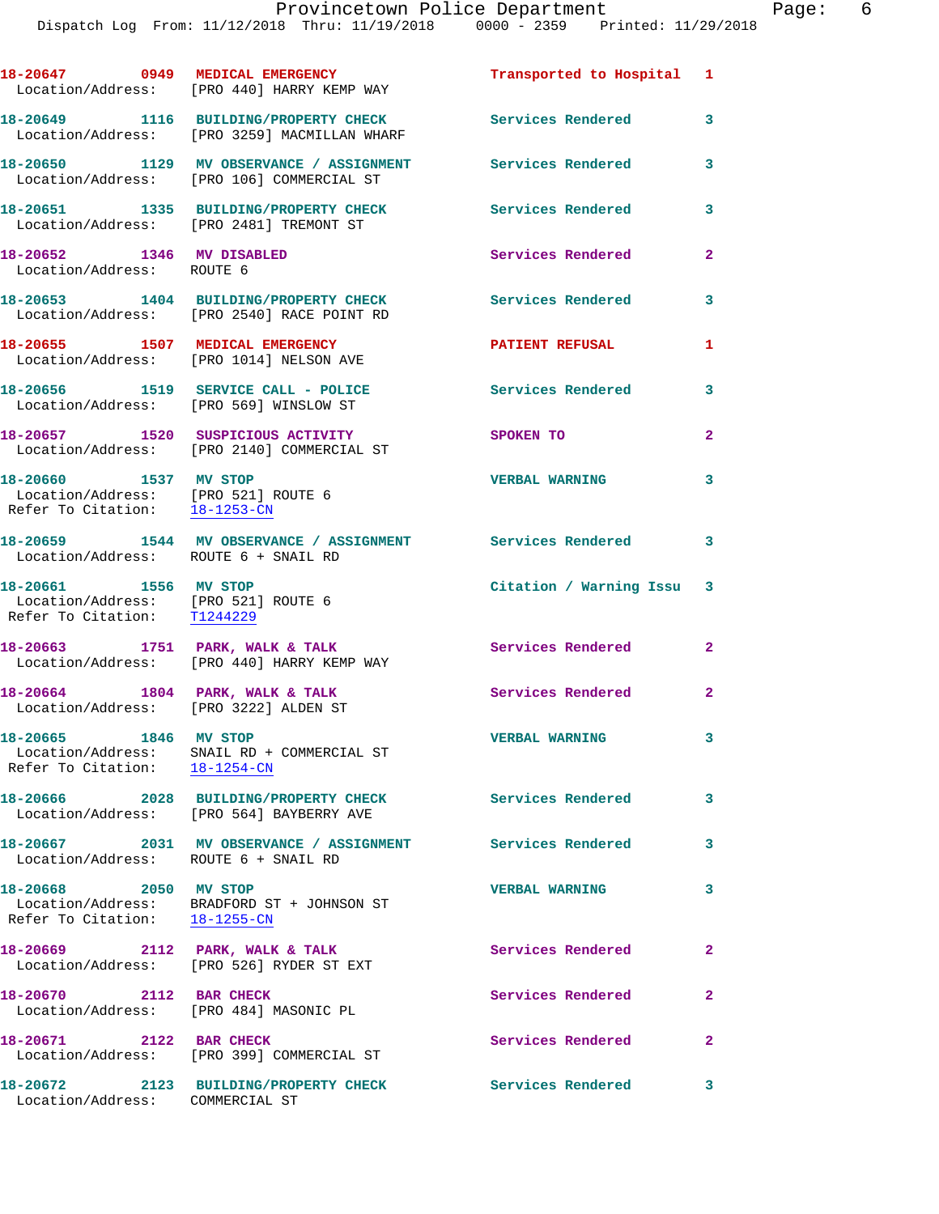18-20647 0949 **MEDICAL EMERGENCY** Transported to Hospital 1
Location/Address: [PRO 440] HARRY KEMP WAY

18-20649 1116 **BUILDING/PROPERTY CHECK** Services Rendered 3
Location/Address: [PRO 3259] MACMILLAN WHARF

18-20650 1129 **MV OBSERVANCE / ASSIGNMENT** Services Rendered 3
Location/Address: [PRO 106] COMMERCIAL ST

18-20651 1335 **BUILDING/PROPERTY CHECK** Services Rendered 3
Location/Address: [PRO 2481] TREMONT ST

18-20652 1346 **MV DISABLED** Services Rendered 2
Location/Address: ROUTE 6

18-20653 1404 **BUILDING/PROPERTY CHECK** Services Rendered 3
Location/Address: [PRO 2540] RACE POINT RD

18-20655 1507 **MEDICAL EMERGENCY** PATIENT REFUSAL 1
Location/Address: [PRO 1014] NELSON AVE

18-20656 1519 **SERVICE CALL - POLICE** Services Rendered 3
Location/Address: [PRO 569] WINSLOW ST

18-20657 1520 **SUSPICIOUS ACTIVITY** SPOKEN TO 2
Location/Address: [PRO 2140] COMMERCIAL ST

18-20660 1537 **MV STOP** VERBAL WARNING 3
Location/Address: [PRO 521] ROUTE 6
Refer To Citation: 18-1253-CN

18-20659 1544 **MV OBSERVANCE / ASSIGNMENT** Services Rendered 3
Location/Address: ROUTE 6 + SNAIL RD

18-20661 1556 **MV STOP** Citation / Warning Issu 3
Location/Address: [PRO 521] ROUTE 6
Refer To Citation: T1244229

18-20663 1751 **PARK, WALK & TALK** Services Rendered 2
Location/Address: [PRO 440] HARRY KEMP WAY

18-20664 1804 **PARK, WALK & TALK** Services Rendered 2
Location/Address: [PRO 3222] ALDEN ST

18-20665 1846 **MV STOP** VERBAL WARNING 3
Location/Address: SNAIL RD + COMMERCIAL ST
Refer To Citation: 18-1254-CN

18-20666 2028 **BUILDING/PROPERTY CHECK** Services Rendered 3
Location/Address: [PRO 564] BAYBERRY AVE

18-20667 2031 **MV OBSERVANCE / ASSIGNMENT** Services Rendered 3
Location/Address: ROUTE 6 + SNAIL RD

18-20668 2050 **MV STOP** VERBAL WARNING 3
Location/Address: BRADFORD ST + JOHNSON ST
Refer To Citation: 18-1255-CN

18-20669 2112 **PARK, WALK & TALK** Services Rendered 2
Location/Address: [PRO 526] RYDER ST EXT

18-20670 2112 **BAR CHECK** Services Rendered 2
Location/Address: [PRO 484] MASONIC PL

18-20671 2122 **BAR CHECK** Services Rendered 2
Location/Address: [PRO 399] COMMERCIAL ST

18-20672 2123 **BUILDING/PROPERTY CHECK** Services Rendered 3
Location/Address: COMMERCIAL ST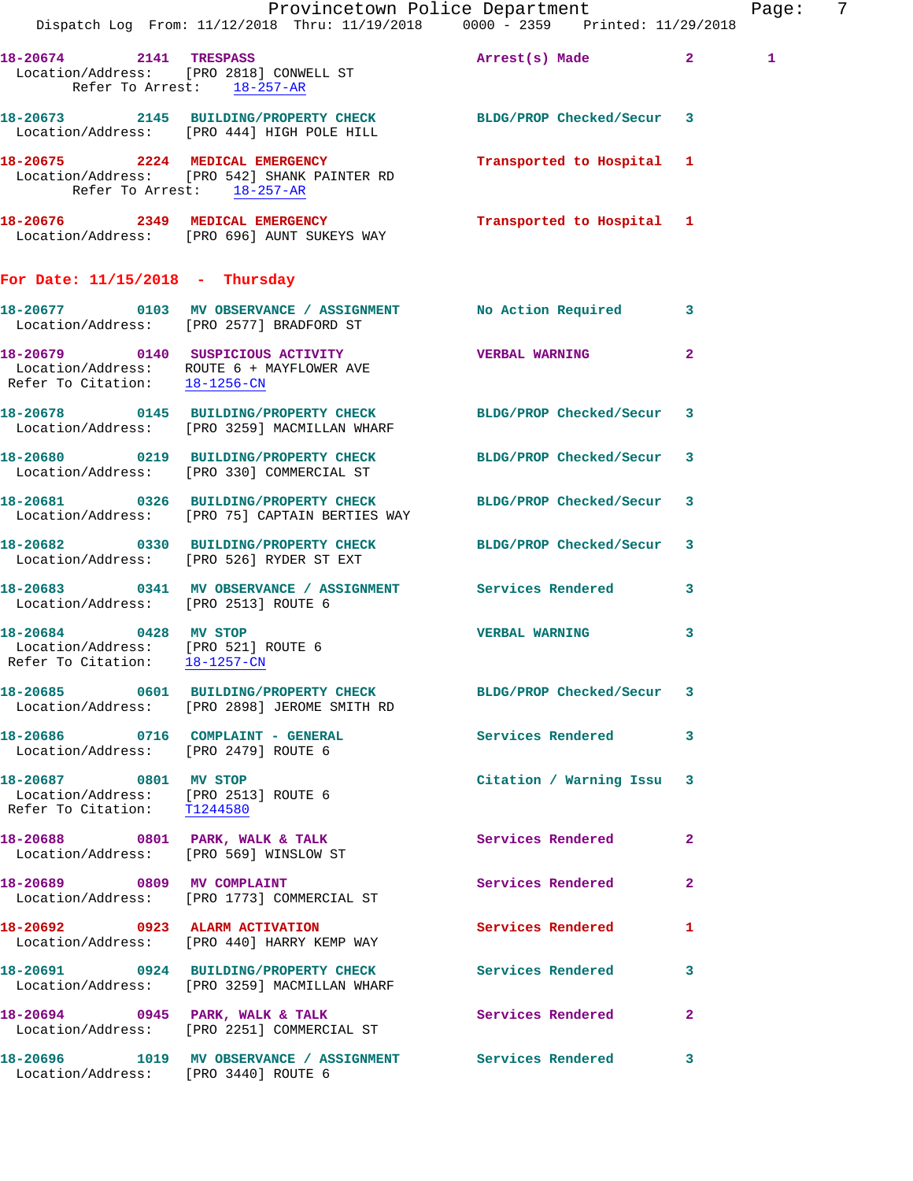**18-20674** 2141 **TRESPASS** Arrest(s) Made 2 1
Location/Address: [PRO 2818] CONWELL ST
Refer To Arrest: 18-257-AR

**18-20673** 2145 **BUILDING/PROPERTY CHECK** BLDG/PROP Checked/Secur 3
Location/Address: [PRO 444] HIGH POLE HILL

**18-20675** 2224 **MEDICAL EMERGENCY** Transported to Hospital 1
Location/Address: [PRO 542] SHANK PAINTER RD
Refer To Arrest: 18-257-AR

**18-20676** 2349 **MEDICAL EMERGENCY** Transported to Hospital 1
Location/Address: [PRO 696] AUNT SUKEYS WAY

## For Date: 11/15/2018 - Thursday

**18-20677** 0103 **MV OBSERVANCE / ASSIGNMENT** No Action Required 3
Location/Address: [PRO 2577] BRADFORD ST

**18-20679** 0140 **SUSPICIOUS ACTIVITY** VERBAL WARNING 2
Location/Address: ROUTE 6 + MAYFLOWER AVE
Refer To Citation: 18-1256-CN

**18-20678** 0145 **BUILDING/PROPERTY CHECK** BLDG/PROP Checked/Secur 3
Location/Address: [PRO 3259] MACMILLAN WHARF

**18-20680** 0219 **BUILDING/PROPERTY CHECK** BLDG/PROP Checked/Secur 3
Location/Address: [PRO 330] COMMERCIAL ST

**18-20681** 0326 **BUILDING/PROPERTY CHECK** BLDG/PROP Checked/Secur 3
Location/Address: [PRO 75] CAPTAIN BERTIES WAY

**18-20682** 0330 **BUILDING/PROPERTY CHECK** BLDG/PROP Checked/Secur 3
Location/Address: [PRO 526] RYDER ST EXT

**18-20683** 0341 **MV OBSERVANCE / ASSIGNMENT** Services Rendered 3
Location/Address: [PRO 2513] ROUTE 6

**18-20684** 0428 **MV STOP** VERBAL WARNING 3
Location/Address: [PRO 521] ROUTE 6
Refer To Citation: 18-1257-CN

**18-20685** 0601 **BUILDING/PROPERTY CHECK** BLDG/PROP Checked/Secur 3
Location/Address: [PRO 2898] JEROME SMITH RD

**18-20686** 0716 **COMPLAINT - GENERAL** Services Rendered 3
Location/Address: [PRO 2479] ROUTE 6

**18-20687** 0801 **MV STOP** Citation / Warning Issu 3
Location/Address: [PRO 2513] ROUTE 6
Refer To Citation: T1244580

**18-20688** 0801 **PARK, WALK & TALK** Services Rendered 2
Location/Address: [PRO 569] WINSLOW ST

**18-20689** 0809 **MV COMPLAINT** Services Rendered 2
Location/Address: [PRO 1773] COMMERCIAL ST

**18-20692** 0923 **ALARM ACTIVATION** Services Rendered 1
Location/Address: [PRO 440] HARRY KEMP WAY

**18-20691** 0924 **BUILDING/PROPERTY CHECK** Services Rendered 3
Location/Address: [PRO 3259] MACMILLAN WHARF

**18-20694** 0945 **PARK, WALK & TALK** Services Rendered 2
Location/Address: [PRO 2251] COMMERCIAL ST

**18-20696** 1019 **MV OBSERVANCE / ASSIGNMENT** Services Rendered 3
Location/Address: [PRO 3440] ROUTE 6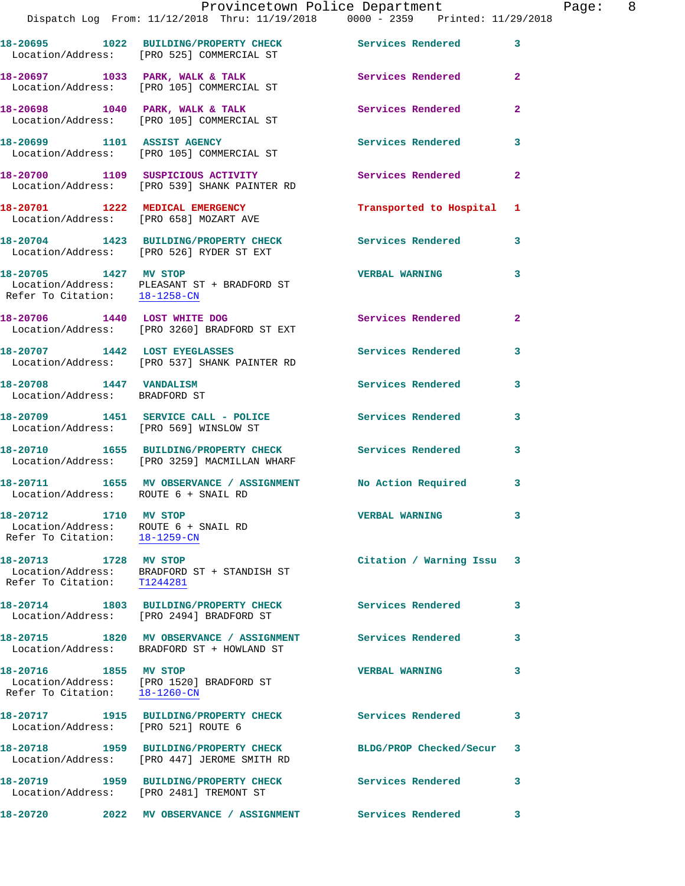18-20695 1022 BUILDING/PROPERTY CHECK Services Rendered 3
Location/Address: [PRO 525] COMMERCIAL ST

18-20697 1033 PARK, WALK & TALK Services Rendered 2
Location/Address: [PRO 105] COMMERCIAL ST

18-20698 1040 PARK, WALK & TALK Services Rendered 2
Location/Address: [PRO 105] COMMERCIAL ST

18-20699 1101 ASSIST AGENCY Services Rendered 3
Location/Address: [PRO 105] COMMERCIAL ST

18-20700 1109 SUSPICIOUS ACTIVITY Services Rendered 2
Location/Address: [PRO 539] SHANK PAINTER RD

18-20701 1222 MEDICAL EMERGENCY Transported to Hospital 1
Location/Address: [PRO 658] MOZART AVE

18-20704 1423 BUILDING/PROPERTY CHECK Services Rendered 3
Location/Address: [PRO 526] RYDER ST EXT

18-20705 1427 MV STOP VERBAL WARNING 3
Location/Address: PLEASANT ST + BRADFORD ST
Refer To Citation: 18-1258-CN

18-20706 1440 LOST WHITE DOG Services Rendered 2
Location/Address: [PRO 3260] BRADFORD ST EXT

18-20707 1442 LOST EYEGLASSES Services Rendered 3
Location/Address: [PRO 537] SHANK PAINTER RD

18-20708 1447 VANDALISM Services Rendered 3
Location/Address: BRADFORD ST

18-20709 1451 SERVICE CALL - POLICE Services Rendered 3
Location/Address: [PRO 569] WINSLOW ST

18-20710 1655 BUILDING/PROPERTY CHECK Services Rendered 3
Location/Address: [PRO 3259] MACMILLAN WHARF

18-20711 1655 MV OBSERVANCE / ASSIGNMENT No Action Required 3
Location/Address: ROUTE 6 + SNAIL RD

18-20712 1710 MV STOP VERBAL WARNING 3
Location/Address: ROUTE 6 + SNAIL RD
Refer To Citation: 18-1259-CN

18-20713 1728 MV STOP Citation / Warning Issu 3
Location/Address: BRADFORD ST + STANDISH ST
Refer To Citation: T1244281

18-20714 1803 BUILDING/PROPERTY CHECK Services Rendered 3
Location/Address: [PRO 2494] BRADFORD ST

18-20715 1820 MV OBSERVANCE / ASSIGNMENT Services Rendered 3
Location/Address: BRADFORD ST + HOWLAND ST

18-20716 1855 MV STOP VERBAL WARNING 3
Location/Address: [PRO 1520] BRADFORD ST
Refer To Citation: 18-1260-CN

18-20717 1915 BUILDING/PROPERTY CHECK Services Rendered 3
Location/Address: [PRO 521] ROUTE 6

18-20718 1959 BUILDING/PROPERTY CHECK BLDG/PROP Checked/Secur 3
Location/Address: [PRO 447] JEROME SMITH RD

18-20719 1959 BUILDING/PROPERTY CHECK Services Rendered 3
Location/Address: [PRO 2481] TREMONT ST

18-20720 2022 MV OBSERVANCE / ASSIGNMENT Services Rendered 3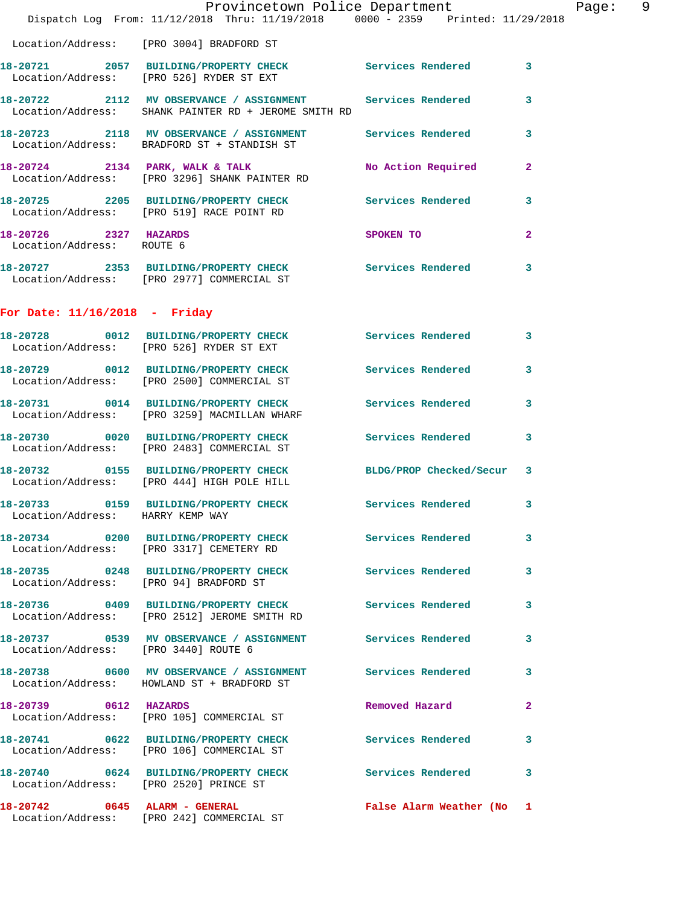Location/Address: [PRO 3004] BRADFORD ST

**18-20721** 2057 **BUILDING/PROPERTY CHECK** Services Rendered 3
Location/Address: [PRO 526] RYDER ST EXT

**18-20722** 2112 **MV OBSERVANCE / ASSIGNMENT** Services Rendered 3
Location/Address: SHANK PAINTER RD + JEROME SMITH RD

**18-20723** 2118 **MV OBSERVANCE / ASSIGNMENT** Services Rendered 3
Location/Address: BRADFORD ST + STANDISH ST

**18-20724** 2134 **PARK, WALK & TALK** No Action Required 2
Location/Address: [PRO 3296] SHANK PAINTER RD

**18-20725** 2205 **BUILDING/PROPERTY CHECK** Services Rendered 3
Location/Address: [PRO 519] RACE POINT RD

**18-20726** 2327 **HAZARDS** SPOKEN TO 2
Location/Address: ROUTE 6

**18-20727** 2353 **BUILDING/PROPERTY CHECK** Services Rendered 3
Location/Address: [PRO 2977] COMMERCIAL ST

## For Date: 11/16/2018 - Friday

**18-20728** 0012 **BUILDING/PROPERTY CHECK** Services Rendered 3
Location/Address: [PRO 526] RYDER ST EXT

**18-20729** 0012 **BUILDING/PROPERTY CHECK** Services Rendered 3
Location/Address: [PRO 2500] COMMERCIAL ST

**18-20731** 0014 **BUILDING/PROPERTY CHECK** Services Rendered 3
Location/Address: [PRO 3259] MACMILLAN WHARF

**18-20730** 0020 **BUILDING/PROPERTY CHECK** Services Rendered 3
Location/Address: [PRO 2483] COMMERCIAL ST

**18-20732** 0155 **BUILDING/PROPERTY CHECK** BLDG/PROP Checked/Secur 3
Location/Address: [PRO 444] HIGH POLE HILL

**18-20733** 0159 **BUILDING/PROPERTY CHECK** Services Rendered 3
Location/Address: HARRY KEMP WAY

**18-20734** 0200 **BUILDING/PROPERTY CHECK** Services Rendered 3
Location/Address: [PRO 3317] CEMETERY RD

**18-20735** 0248 **BUILDING/PROPERTY CHECK** Services Rendered 3
Location/Address: [PRO 94] BRADFORD ST

**18-20736** 0409 **BUILDING/PROPERTY CHECK** Services Rendered 3
Location/Address: [PRO 2512] JEROME SMITH RD

**18-20737** 0539 **MV OBSERVANCE / ASSIGNMENT** Services Rendered 3
Location/Address: [PRO 3440] ROUTE 6

**18-20738** 0600 **MV OBSERVANCE / ASSIGNMENT** Services Rendered 3
Location/Address: HOWLAND ST + BRADFORD ST

**18-20739** 0612 **HAZARDS** Removed Hazard 2
Location/Address: [PRO 105] COMMERCIAL ST

**18-20741** 0622 **BUILDING/PROPERTY CHECK** Services Rendered 3
Location/Address: [PRO 106] COMMERCIAL ST

**18-20740** 0624 **BUILDING/PROPERTY CHECK** Services Rendered 3
Location/Address: [PRO 2520] PRINCE ST

**18-20742** 0645 **ALARM - GENERAL** False Alarm Weather (No 1
Location/Address: [PRO 242] COMMERCIAL ST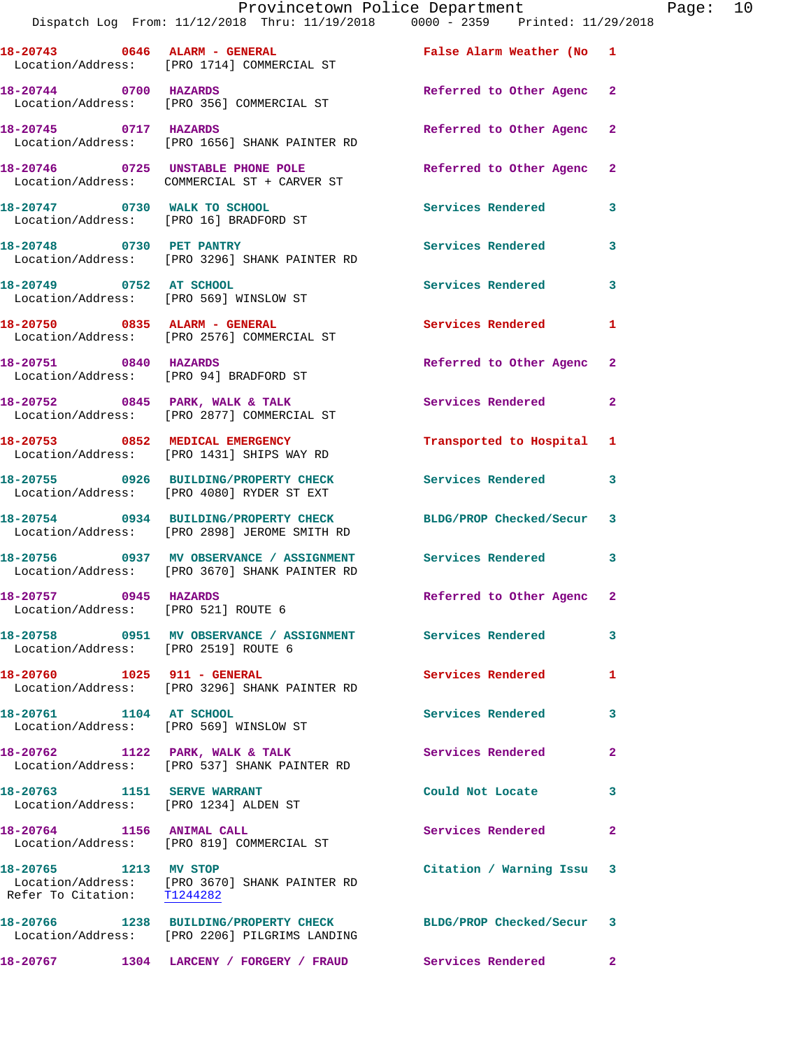18-20743 0646 ALARM - GENERAL False Alarm Weather (No 1
Location/Address: [PRO 1714] COMMERCIAL ST

18-20744 0700 HAZARDS Referred to Other Agenc 2
Location/Address: [PRO 356] COMMERCIAL ST

18-20745 0717 HAZARDS Referred to Other Agenc 2
Location/Address: [PRO 1656] SHANK PAINTER RD

18-20746 0725 UNSTABLE PHONE POLE Referred to Other Agenc 2
Location/Address: COMMERCIAL ST + CARVER ST

18-20747 0730 WALK TO SCHOOL Services Rendered 3
Location/Address: [PRO 16] BRADFORD ST

18-20748 0730 PET PANTRY Services Rendered 3
Location/Address: [PRO 3296] SHANK PAINTER RD

18-20749 0752 AT SCHOOL Services Rendered 3
Location/Address: [PRO 569] WINSLOW ST

18-20750 0835 ALARM - GENERAL Services Rendered 1
Location/Address: [PRO 2576] COMMERCIAL ST

18-20751 0840 HAZARDS Referred to Other Agenc 2
Location/Address: [PRO 94] BRADFORD ST

18-20752 0845 PARK, WALK & TALK Services Rendered 2
Location/Address: [PRO 2877] COMMERCIAL ST

18-20753 0852 MEDICAL EMERGENCY Transported to Hospital 1
Location/Address: [PRO 1431] SHIPS WAY RD

18-20755 0926 BUILDING/PROPERTY CHECK Services Rendered 3
Location/Address: [PRO 4080] RYDER ST EXT

18-20754 0934 BUILDING/PROPERTY CHECK BLDG/PROP Checked/Secur 3
Location/Address: [PRO 2898] JEROME SMITH RD

18-20756 0937 MV OBSERVANCE / ASSIGNMENT Services Rendered 3
Location/Address: [PRO 3670] SHANK PAINTER RD

18-20757 0945 HAZARDS Referred to Other Agenc 2
Location/Address: [PRO 521] ROUTE 6

18-20758 0951 MV OBSERVANCE / ASSIGNMENT Services Rendered 3
Location/Address: [PRO 2519] ROUTE 6

18-20760 1025 911 - GENERAL Services Rendered 1
Location/Address: [PRO 3296] SHANK PAINTER RD

18-20761 1104 AT SCHOOL Services Rendered 3
Location/Address: [PRO 569] WINSLOW ST

18-20762 1122 PARK, WALK & TALK Services Rendered 2
Location/Address: [PRO 537] SHANK PAINTER RD

18-20763 1151 SERVE WARRANT Could Not Locate 3
Location/Address: [PRO 1234] ALDEN ST

18-20764 1156 ANIMAL CALL Services Rendered 2
Location/Address: [PRO 819] COMMERCIAL ST

18-20765 1213 MV STOP Citation / Warning Issu 3
Location/Address: [PRO 3670] SHANK PAINTER RD
Refer To Citation: T1244282

18-20766 1238 BUILDING/PROPERTY CHECK BLDG/PROP Checked/Secur 3
Location/Address: [PRO 2206] PILGRIMS LANDING

18-20767 1304 LARCENY / FORGERY / FRAUD Services Rendered 2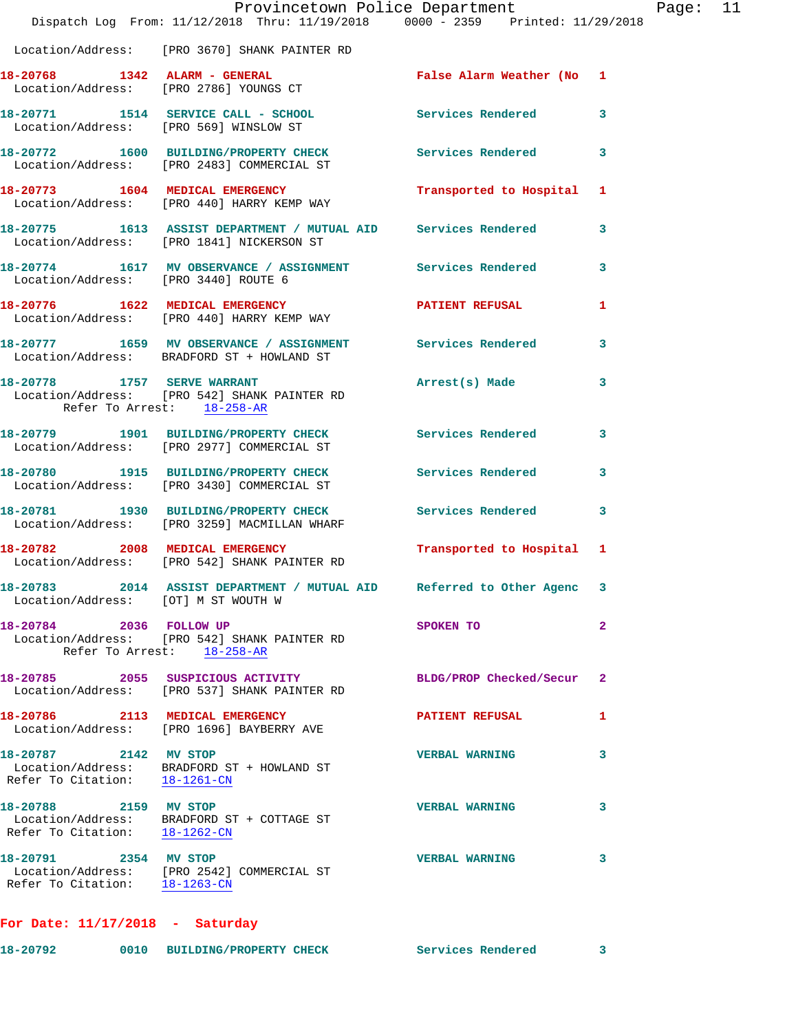Location/Address: [PRO 3670] SHANK PAINTER RD

**18-20768** 1342 **ALARM - GENERAL** False Alarm Weather (No 1
Location/Address: [PRO 2786] YOUNGS CT

**18-20771** 1514 **SERVICE CALL - SCHOOL** Services Rendered 3
Location/Address: [PRO 569] WINSLOW ST

**18-20772** 1600 **BUILDING/PROPERTY CHECK** Services Rendered 3
Location/Address: [PRO 2483] COMMERCIAL ST

**18-20773** 1604 **MEDICAL EMERGENCY** Transported to Hospital 1
Location/Address: [PRO 440] HARRY KEMP WAY

**18-20775** 1613 **ASSIST DEPARTMENT / MUTUAL AID** Services Rendered 3
Location/Address: [PRO 1841] NICKERSON ST

**18-20774** 1617 **MV OBSERVANCE / ASSIGNMENT** Services Rendered 3
Location/Address: [PRO 3440] ROUTE 6

**18-20776** 1622 **MEDICAL EMERGENCY** PATIENT REFUSAL 1
Location/Address: [PRO 440] HARRY KEMP WAY

**18-20777** 1659 **MV OBSERVANCE / ASSIGNMENT** Services Rendered 3
Location/Address: BRADFORD ST + HOWLAND ST

**18-20778** 1757 **SERVE WARRANT** Arrest(s) Made 3
Location/Address: [PRO 542] SHANK PAINTER RD
Refer To Arrest: 18-258-AR

**18-20779** 1901 **BUILDING/PROPERTY CHECK** Services Rendered 3
Location/Address: [PRO 2977] COMMERCIAL ST

**18-20780** 1915 **BUILDING/PROPERTY CHECK** Services Rendered 3
Location/Address: [PRO 3430] COMMERCIAL ST

**18-20781** 1930 **BUILDING/PROPERTY CHECK** Services Rendered 3
Location/Address: [PRO 3259] MACMILLAN WHARF

**18-20782** 2008 **MEDICAL EMERGENCY** Transported to Hospital 1
Location/Address: [PRO 542] SHANK PAINTER RD

**18-20783** 2014 **ASSIST DEPARTMENT / MUTUAL AID** Referred to Other Agenc 3
Location/Address: [OT] M ST WOUTH W

**18-20784** 2036 **FOLLOW UP** SPOKEN TO 2
Location/Address: [PRO 542] SHANK PAINTER RD
Refer To Arrest: 18-258-AR

**18-20785** 2055 **SUSPICIOUS ACTIVITY** BLDG/PROP Checked/Secur 2
Location/Address: [PRO 537] SHANK PAINTER RD

**18-20786** 2113 **MEDICAL EMERGENCY** PATIENT REFUSAL 1
Location/Address: [PRO 1696] BAYBERRY AVE

**18-20787** 2142 **MV STOP** VERBAL WARNING 3
Location/Address: BRADFORD ST + HOWLAND ST
Refer To Citation: 18-1261-CN

**18-20788** 2159 **MV STOP** VERBAL WARNING 3
Location/Address: BRADFORD ST + COTTAGE ST
Refer To Citation: 18-1262-CN

**18-20791** 2354 **MV STOP** VERBAL WARNING 3
Location/Address: [PRO 2542] COMMERCIAL ST
Refer To Citation: 18-1263-CN

## For Date: 11/17/2018 - Saturday

**18-20792** 0010 **BUILDING/PROPERTY CHECK** Services Rendered 3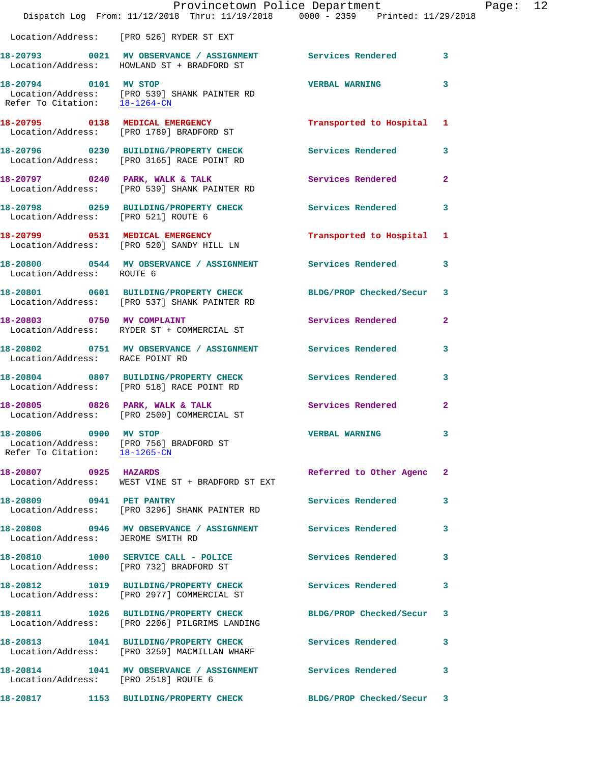Location/Address: [PRO 526] RYDER ST EXT

**18-20793 0021 MV OBSERVANCE / ASSIGNMENT** Services Rendered 3
Location/Address: HOWLAND ST + BRADFORD ST

**18-20794 0101 MV STOP** VERBAL WARNING 3
Location/Address: [PRO 539] SHANK PAINTER RD
Refer To Citation: 18-1264-CN

**18-20795 0138 MEDICAL EMERGENCY** Transported to Hospital 1
Location/Address: [PRO 1789] BRADFORD ST

**18-20796 0230 BUILDING/PROPERTY CHECK** Services Rendered 3
Location/Address: [PRO 3165] RACE POINT RD

**18-20797 0240 PARK, WALK & TALK** Services Rendered 2
Location/Address: [PRO 539] SHANK PAINTER RD

**18-20798 0259 BUILDING/PROPERTY CHECK** Services Rendered 3
Location/Address: [PRO 521] ROUTE 6

**18-20799 0531 MEDICAL EMERGENCY** Transported to Hospital 1
Location/Address: [PRO 520] SANDY HILL LN

**18-20800 0544 MV OBSERVANCE / ASSIGNMENT** Services Rendered 3
Location/Address: ROUTE 6

**18-20801 0601 BUILDING/PROPERTY CHECK** BLDG/PROP Checked/Secur 3
Location/Address: [PRO 537] SHANK PAINTER RD

**18-20803 0750 MV COMPLAINT** Services Rendered 2
Location/Address: RYDER ST + COMMERCIAL ST

**18-20802 0751 MV OBSERVANCE / ASSIGNMENT** Services Rendered 3
Location/Address: RACE POINT RD

**18-20804 0807 BUILDING/PROPERTY CHECK** Services Rendered 3
Location/Address: [PRO 518] RACE POINT RD

**18-20805 0826 PARK, WALK & TALK** Services Rendered 2
Location/Address: [PRO 2500] COMMERCIAL ST

**18-20806 0900 MV STOP** VERBAL WARNING 3
Location/Address: [PRO 756] BRADFORD ST
Refer To Citation: 18-1265-CN

**18-20807 0925 HAZARDS** Referred to Other Agenc 2
Location/Address: WEST VINE ST + BRADFORD ST EXT

**18-20809 0941 PET PANTRY** Services Rendered 3
Location/Address: [PRO 3296] SHANK PAINTER RD

**18-20808 0946 MV OBSERVANCE / ASSIGNMENT** Services Rendered 3
Location/Address: JEROME SMITH RD

**18-20810 1000 SERVICE CALL - POLICE** Services Rendered 3
Location/Address: [PRO 732] BRADFORD ST

**18-20812 1019 BUILDING/PROPERTY CHECK** Services Rendered 3
Location/Address: [PRO 2977] COMMERCIAL ST

**18-20811 1026 BUILDING/PROPERTY CHECK** BLDG/PROP Checked/Secur 3
Location/Address: [PRO 2206] PILGRIMS LANDING

**18-20813 1041 BUILDING/PROPERTY CHECK** Services Rendered 3
Location/Address: [PRO 3259] MACMILLAN WHARF

**18-20814 1041 MV OBSERVANCE / ASSIGNMENT** Services Rendered 3
Location/Address: [PRO 2518] ROUTE 6

**18-20817 1153 BUILDING/PROPERTY CHECK** BLDG/PROP Checked/Secur 3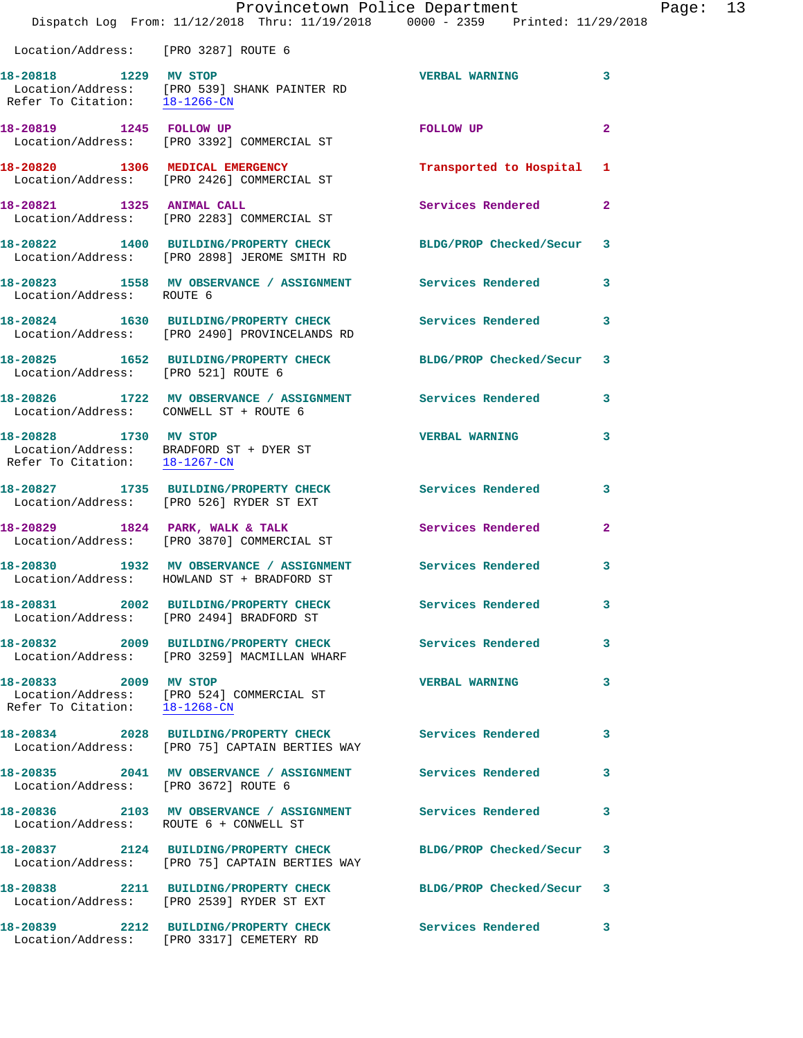Location/Address: [PRO 3287] ROUTE 6

**18-20818 1229 MV STOP** VERBAL WARNING 3
Location/Address: [PRO 539] SHANK PAINTER RD
Refer To Citation: 18-1266-CN

**18-20819 1245 FOLLOW UP** FOLLOW UP 2
Location/Address: [PRO 3392] COMMERCIAL ST

**18-20820 1306 MEDICAL EMERGENCY** Transported to Hospital 1
Location/Address: [PRO 2426] COMMERCIAL ST

**18-20821 1325 ANIMAL CALL** Services Rendered 2
Location/Address: [PRO 2283] COMMERCIAL ST

**18-20822 1400 BUILDING/PROPERTY CHECK** BLDG/PROP Checked/Secur 3
Location/Address: [PRO 2898] JEROME SMITH RD

**18-20823 1558 MV OBSERVANCE / ASSIGNMENT** Services Rendered 3
Location/Address: ROUTE 6

**18-20824 1630 BUILDING/PROPERTY CHECK** Services Rendered 3
Location/Address: [PRO 2490] PROVINCELANDS RD

**18-20825 1652 BUILDING/PROPERTY CHECK** BLDG/PROP Checked/Secur 3
Location/Address: [PRO 521] ROUTE 6

**18-20826 1722 MV OBSERVANCE / ASSIGNMENT** Services Rendered 3
Location/Address: CONWELL ST + ROUTE 6

**18-20828 1730 MV STOP** VERBAL WARNING 3
Location/Address: BRADFORD ST + DYER ST
Refer To Citation: 18-1267-CN

**18-20827 1735 BUILDING/PROPERTY CHECK** Services Rendered 3
Location/Address: [PRO 526] RYDER ST EXT

**18-20829 1824 PARK, WALK & TALK** Services Rendered 2
Location/Address: [PRO 3870] COMMERCIAL ST

**18-20830 1932 MV OBSERVANCE / ASSIGNMENT** Services Rendered 3
Location/Address: HOWLAND ST + BRADFORD ST

**18-20831 2002 BUILDING/PROPERTY CHECK** Services Rendered 3
Location/Address: [PRO 2494] BRADFORD ST

**18-20832 2009 BUILDING/PROPERTY CHECK** Services Rendered 3
Location/Address: [PRO 3259] MACMILLAN WHARF

**18-20833 2009 MV STOP** VERBAL WARNING 3
Location/Address: [PRO 524] COMMERCIAL ST
Refer To Citation: 18-1268-CN

**18-20834 2028 BUILDING/PROPERTY CHECK** Services Rendered 3
Location/Address: [PRO 75] CAPTAIN BERTIES WAY

**18-20835 2041 MV OBSERVANCE / ASSIGNMENT** Services Rendered 3
Location/Address: [PRO 3672] ROUTE 6

**18-20836 2103 MV OBSERVANCE / ASSIGNMENT** Services Rendered 3
Location/Address: ROUTE 6 + CONWELL ST

**18-20837 2124 BUILDING/PROPERTY CHECK** BLDG/PROP Checked/Secur 3
Location/Address: [PRO 75] CAPTAIN BERTIES WAY

**18-20838 2211 BUILDING/PROPERTY CHECK** BLDG/PROP Checked/Secur 3
Location/Address: [PRO 2539] RYDER ST EXT

**18-20839 2212 BUILDING/PROPERTY CHECK** Services Rendered 3
Location/Address: [PRO 3317] CEMETERY RD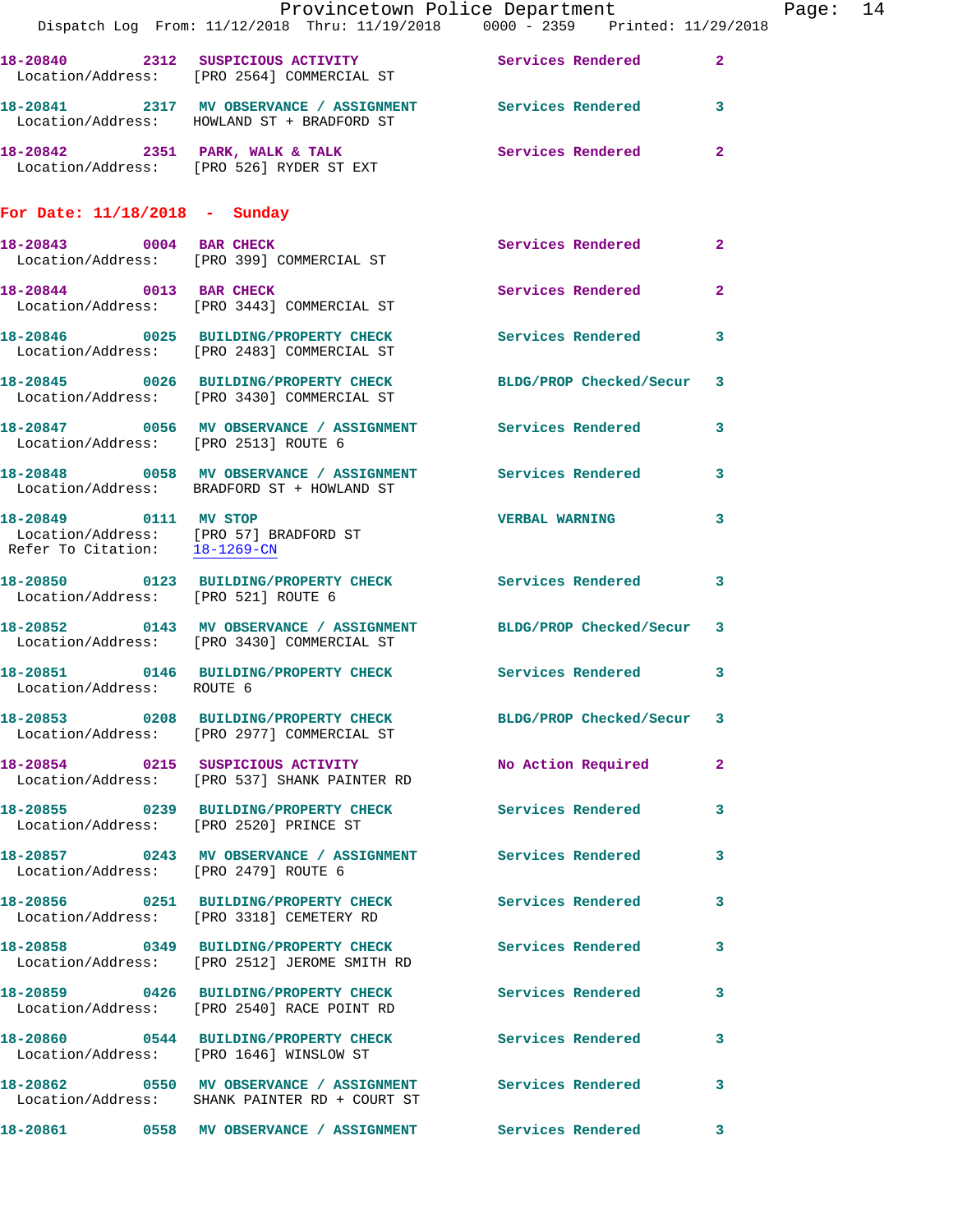18-20840 2312 SUSPICIOUS ACTIVITY Services Rendered 2
Location/Address: [PRO 2564] COMMERCIAL ST

18-20841 2317 MV OBSERVANCE / ASSIGNMENT Services Rendered 3
Location/Address: HOWLAND ST + BRADFORD ST

18-20842 2351 PARK, WALK & TALK Services Rendered 2
Location/Address: [PRO 526] RYDER ST EXT

## For Date: 11/18/2018 - Sunday

18-20843 0004 BAR CHECK Services Rendered 2
Location/Address: [PRO 399] COMMERCIAL ST

18-20844 0013 BAR CHECK Services Rendered 2
Location/Address: [PRO 3443] COMMERCIAL ST

18-20846 0025 BUILDING/PROPERTY CHECK Services Rendered 3
Location/Address: [PRO 2483] COMMERCIAL ST

18-20845 0026 BUILDING/PROPERTY CHECK BLDG/PROP Checked/Secur 3
Location/Address: [PRO 3430] COMMERCIAL ST

18-20847 0056 MV OBSERVANCE / ASSIGNMENT Services Rendered 3
Location/Address: [PRO 2513] ROUTE 6

18-20848 0058 MV OBSERVANCE / ASSIGNMENT Services Rendered 3
Location/Address: BRADFORD ST + HOWLAND ST

18-20849 0111 MV STOP VERBAL WARNING 3
Location/Address: [PRO 57] BRADFORD ST
Refer To Citation: 18-1269-CN

18-20850 0123 BUILDING/PROPERTY CHECK Services Rendered 3
Location/Address: [PRO 521] ROUTE 6

18-20852 0143 MV OBSERVANCE / ASSIGNMENT BLDG/PROP Checked/Secur 3
Location/Address: [PRO 3430] COMMERCIAL ST

18-20851 0146 BUILDING/PROPERTY CHECK Services Rendered 3
Location/Address: ROUTE 6

18-20853 0208 BUILDING/PROPERTY CHECK BLDG/PROP Checked/Secur 3
Location/Address: [PRO 2977] COMMERCIAL ST

18-20854 0215 SUSPICIOUS ACTIVITY No Action Required 2
Location/Address: [PRO 537] SHANK PAINTER RD

18-20855 0239 BUILDING/PROPERTY CHECK Services Rendered 3
Location/Address: [PRO 2520] PRINCE ST

18-20857 0243 MV OBSERVANCE / ASSIGNMENT Services Rendered 3
Location/Address: [PRO 2479] ROUTE 6

18-20856 0251 BUILDING/PROPERTY CHECK Services Rendered 3
Location/Address: [PRO 3318] CEMETERY RD

18-20858 0349 BUILDING/PROPERTY CHECK Services Rendered 3
Location/Address: [PRO 2512] JEROME SMITH RD

18-20859 0426 BUILDING/PROPERTY CHECK Services Rendered 3
Location/Address: [PRO 2540] RACE POINT RD

18-20860 0544 BUILDING/PROPERTY CHECK Services Rendered 3
Location/Address: [PRO 1646] WINSLOW ST

18-20862 0550 MV OBSERVANCE / ASSIGNMENT Services Rendered 3
Location/Address: SHANK PAINTER RD + COURT ST

18-20861 0558 MV OBSERVANCE / ASSIGNMENT Services Rendered 3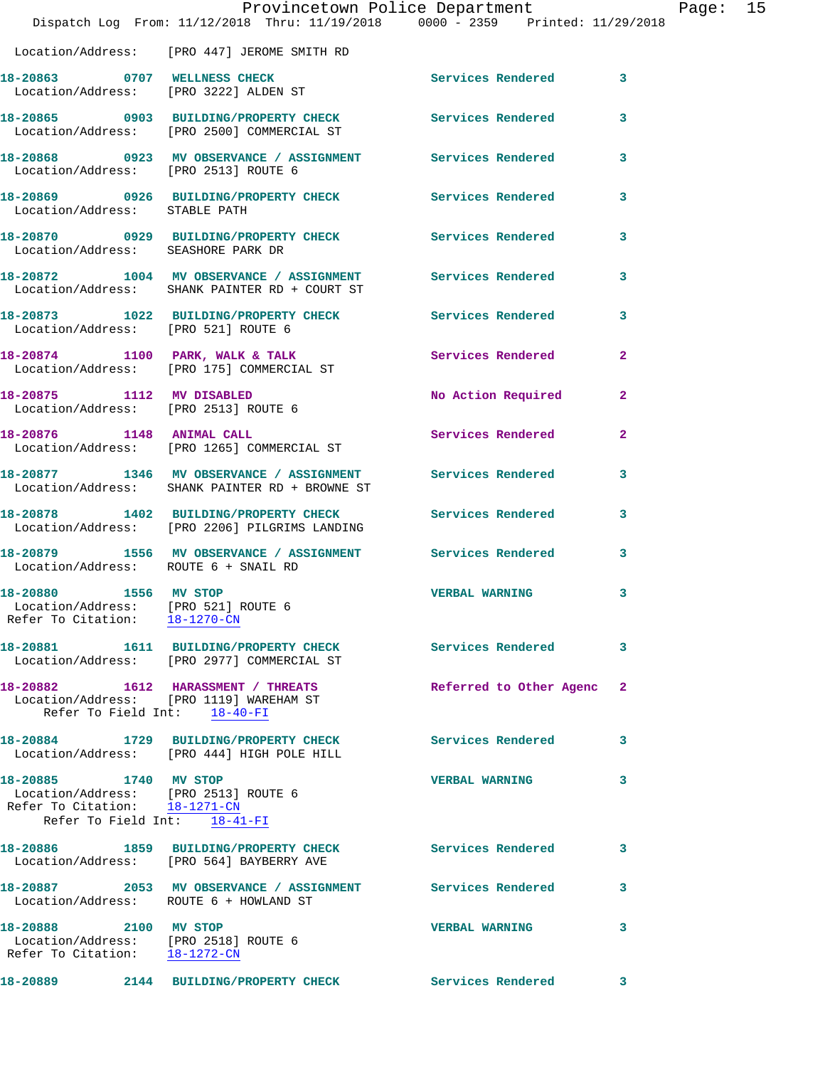Location/Address: [PRO 447] JEROME SMITH RD

**18-20863** 0707 **WELLNESS CHECK** Services Rendered 3
Location/Address: [PRO 3222] ALDEN ST

**18-20865** 0903 **BUILDING/PROPERTY CHECK** Services Rendered 3
Location/Address: [PRO 2500] COMMERCIAL ST

**18-20868** 0923 **MV OBSERVANCE / ASSIGNMENT** Services Rendered 3
Location/Address: [PRO 2513] ROUTE 6

**18-20869** 0926 **BUILDING/PROPERTY CHECK** Services Rendered 3
Location/Address: STABLE PATH

**18-20870** 0929 **BUILDING/PROPERTY CHECK** Services Rendered 3
Location/Address: SEASHORE PARK DR

**18-20872** 1004 **MV OBSERVANCE / ASSIGNMENT** Services Rendered 3
Location/Address: SHANK PAINTER RD + COURT ST

**18-20873** 1022 **BUILDING/PROPERTY CHECK** Services Rendered 3
Location/Address: [PRO 521] ROUTE 6

**18-20874** 1100 **PARK, WALK & TALK** Services Rendered 2
Location/Address: [PRO 175] COMMERCIAL ST

**18-20875** 1112 **MV DISABLED** No Action Required 2
Location/Address: [PRO 2513] ROUTE 6

**18-20876** 1148 **ANIMAL CALL** Services Rendered 2
Location/Address: [PRO 1265] COMMERCIAL ST

**18-20877** 1346 **MV OBSERVANCE / ASSIGNMENT** Services Rendered 3
Location/Address: SHANK PAINTER RD + BROWNE ST

**18-20878** 1402 **BUILDING/PROPERTY CHECK** Services Rendered 3
Location/Address: [PRO 2206] PILGRIMS LANDING

**18-20879** 1556 **MV OBSERVANCE / ASSIGNMENT** Services Rendered 3
Location/Address: ROUTE 6 + SNAIL RD

**18-20880** 1556 **MV STOP** VERBAL WARNING 3
Location/Address: [PRO 521] ROUTE 6
Refer To Citation: 18-1270-CN

**18-20881** 1611 **BUILDING/PROPERTY CHECK** Services Rendered 3
Location/Address: [PRO 2977] COMMERCIAL ST

**18-20882** 1612 **HARASSMENT / THREATS** Referred to Other Agenc 2
Location/Address: [PRO 1119] WAREHAM ST
Refer To Field Int: 18-40-FI

**18-20884** 1729 **BUILDING/PROPERTY CHECK** Services Rendered 3
Location/Address: [PRO 444] HIGH POLE HILL

**18-20885** 1740 **MV STOP** VERBAL WARNING 3
Location/Address: [PRO 2513] ROUTE 6
Refer To Citation: 18-1271-CN
Refer To Field Int: 18-41-FI

**18-20886** 1859 **BUILDING/PROPERTY CHECK** Services Rendered 3
Location/Address: [PRO 564] BAYBERRY AVE

**18-20887** 2053 **MV OBSERVANCE / ASSIGNMENT** Services Rendered 3
Location/Address: ROUTE 6 + HOWLAND ST

**18-20888** 2100 **MV STOP** VERBAL WARNING 3
Location/Address: [PRO 2518] ROUTE 6
Refer To Citation: 18-1272-CN

**18-20889** 2144 **BUILDING/PROPERTY CHECK** Services Rendered 3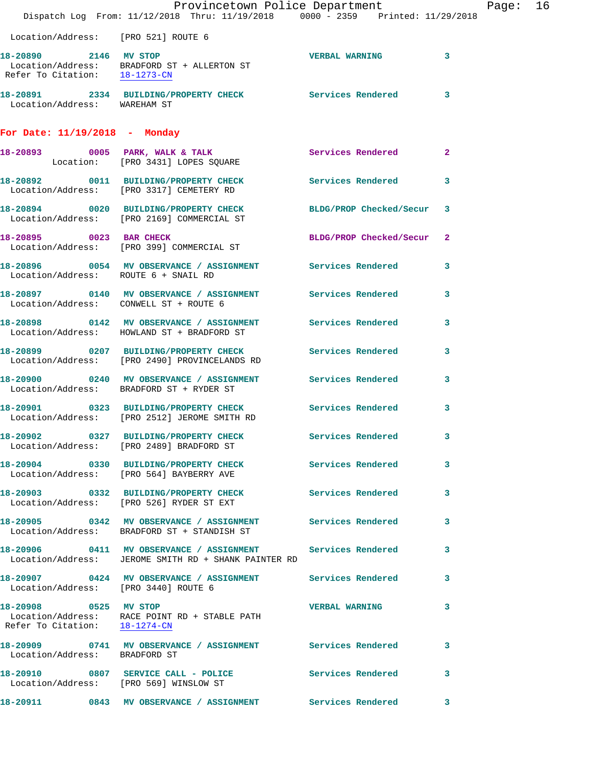Location/Address: [PRO 521] ROUTE 6

**18-20890** 2146 **MV STOP** VERBAL WARNING 3
Location/Address: BRADFORD ST + ALLERTON ST
Refer To Citation: 18-1273-CN

**18-20891** 2334 **BUILDING/PROPERTY CHECK** Services Rendered 3
Location/Address: WAREHAM ST

## For Date: 11/19/2018 - Monday

**18-20893** 0005 **PARK, WALK & TALK** Services Rendered 2
Location: [PRO 3431] LOPES SQUARE

**18-20892** 0011 **BUILDING/PROPERTY CHECK** Services Rendered 3
Location/Address: [PRO 3317] CEMETERY RD

**18-20894** 0020 **BUILDING/PROPERTY CHECK** BLDG/PROP Checked/Secur 3
Location/Address: [PRO 2169] COMMERCIAL ST

**18-20895** 0023 **BAR CHECK** BLDG/PROP Checked/Secur 2
Location/Address: [PRO 399] COMMERCIAL ST

**18-20896** 0054 **MV OBSERVANCE / ASSIGNMENT** Services Rendered 3
Location/Address: ROUTE 6 + SNAIL RD

**18-20897** 0140 **MV OBSERVANCE / ASSIGNMENT** Services Rendered 3
Location/Address: CONWELL ST + ROUTE 6

**18-20898** 0142 **MV OBSERVANCE / ASSIGNMENT** Services Rendered 3
Location/Address: HOWLAND ST + BRADFORD ST

**18-20899** 0207 **BUILDING/PROPERTY CHECK** Services Rendered 3
Location/Address: [PRO 2490] PROVINCELANDS RD

**18-20900** 0240 **MV OBSERVANCE / ASSIGNMENT** Services Rendered 3
Location/Address: BRADFORD ST + RYDER ST

**18-20901** 0323 **BUILDING/PROPERTY CHECK** Services Rendered 3
Location/Address: [PRO 2512] JEROME SMITH RD

**18-20902** 0327 **BUILDING/PROPERTY CHECK** Services Rendered 3
Location/Address: [PRO 2489] BRADFORD ST

**18-20904** 0330 **BUILDING/PROPERTY CHECK** Services Rendered 3
Location/Address: [PRO 564] BAYBERRY AVE

**18-20903** 0332 **BUILDING/PROPERTY CHECK** Services Rendered 3
Location/Address: [PRO 526] RYDER ST EXT

**18-20905** 0342 **MV OBSERVANCE / ASSIGNMENT** Services Rendered 3
Location/Address: BRADFORD ST + STANDISH ST

**18-20906** 0411 **MV OBSERVANCE / ASSIGNMENT** Services Rendered 3
Location/Address: JEROME SMITH RD + SHANK PAINTER RD

**18-20907** 0424 **MV OBSERVANCE / ASSIGNMENT** Services Rendered 3
Location/Address: [PRO 3440] ROUTE 6

**18-20908** 0525 **MV STOP** VERBAL WARNING 3
Location/Address: RACE POINT RD + STABLE PATH
Refer To Citation: 18-1274-CN

**18-20909** 0741 **MV OBSERVANCE / ASSIGNMENT** Services Rendered 3
Location/Address: BRADFORD ST

**18-20910** 0807 **SERVICE CALL - POLICE** Services Rendered 3
Location/Address: [PRO 569] WINSLOW ST

**18-20911** 0843 **MV OBSERVANCE / ASSIGNMENT** Services Rendered 3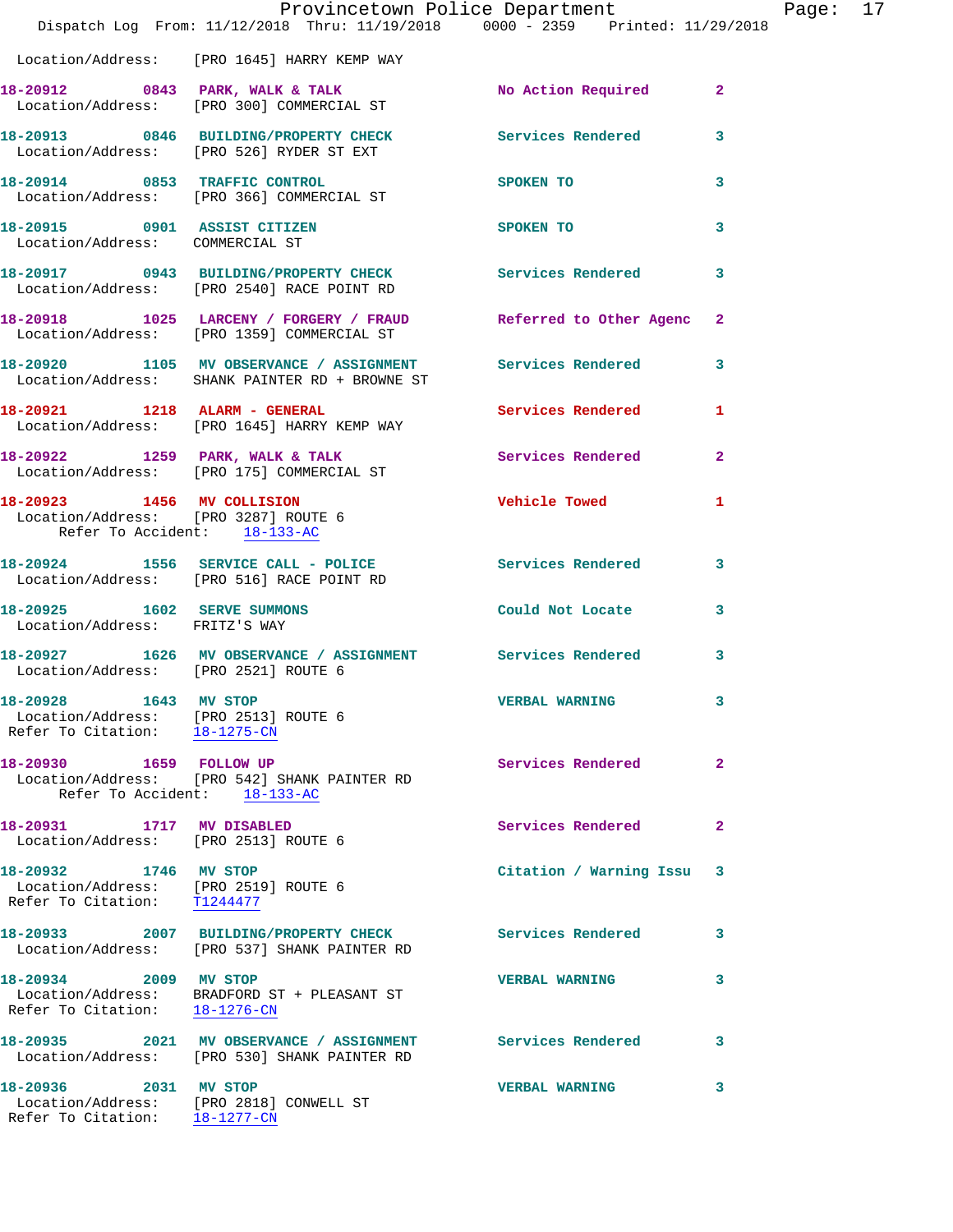Location/Address: [PRO 1645] HARRY KEMP WAY

**18-20912 0843 PARK, WALK & TALK** No Action Required 2
Location/Address: [PRO 300] COMMERCIAL ST

**18-20913 0846 BUILDING/PROPERTY CHECK** Services Rendered 3
Location/Address: [PRO 526] RYDER ST EXT

**18-20914 0853 TRAFFIC CONTROL** SPOKEN TO 3
Location/Address: [PRO 366] COMMERCIAL ST

**18-20915 0901 ASSIST CITIZEN** SPOKEN TO 3
Location/Address: COMMERCIAL ST

**18-20917 0943 BUILDING/PROPERTY CHECK** Services Rendered 3
Location/Address: [PRO 2540] RACE POINT RD

**18-20918 1025 LARCENY / FORGERY / FRAUD** Referred to Other Agenc 2
Location/Address: [PRO 1359] COMMERCIAL ST

**18-20920 1105 MV OBSERVANCE / ASSIGNMENT** Services Rendered 3
Location/Address: SHANK PAINTER RD + BROWNE ST

**18-20921 1218 ALARM - GENERAL** Services Rendered 1
Location/Address: [PRO 1645] HARRY KEMP WAY

**18-20922 1259 PARK, WALK & TALK** Services Rendered 2
Location/Address: [PRO 175] COMMERCIAL ST

**18-20923 1456 MV COLLISION** Vehicle Towed 1
Location/Address: [PRO 3287] ROUTE 6
Refer To Accident: 18-133-AC

**18-20924 1556 SERVICE CALL - POLICE** Services Rendered 3
Location/Address: [PRO 516] RACE POINT RD

**18-20925 1602 SERVE SUMMONS** Could Not Locate 3
Location/Address: FRITZ'S WAY

**18-20927 1626 MV OBSERVANCE / ASSIGNMENT** Services Rendered 3
Location/Address: [PRO 2521] ROUTE 6

**18-20928 1643 MV STOP** VERBAL WARNING 3
Location/Address: [PRO 2513] ROUTE 6
Refer To Citation: 18-1275-CN

**18-20930 1659 FOLLOW UP** Services Rendered 2
Location/Address: [PRO 542] SHANK PAINTER RD
Refer To Accident: 18-133-AC

**18-20931 1717 MV DISABLED** Services Rendered 2
Location/Address: [PRO 2513] ROUTE 6

**18-20932 1746 MV STOP** Citation / Warning Issu 3
Location/Address: [PRO 2519] ROUTE 6
Refer To Citation: T1244477

**18-20933 2007 BUILDING/PROPERTY CHECK** Services Rendered 3
Location/Address: [PRO 537] SHANK PAINTER RD

**18-20934 2009 MV STOP** VERBAL WARNING 3
Location/Address: BRADFORD ST + PLEASANT ST
Refer To Citation: 18-1276-CN

**18-20935 2021 MV OBSERVANCE / ASSIGNMENT** Services Rendered 3
Location/Address: [PRO 530] SHANK PAINTER RD

**18-20936 2031 MV STOP** VERBAL WARNING 3
Location/Address: [PRO 2818] CONWELL ST
Refer To Citation: 18-1277-CN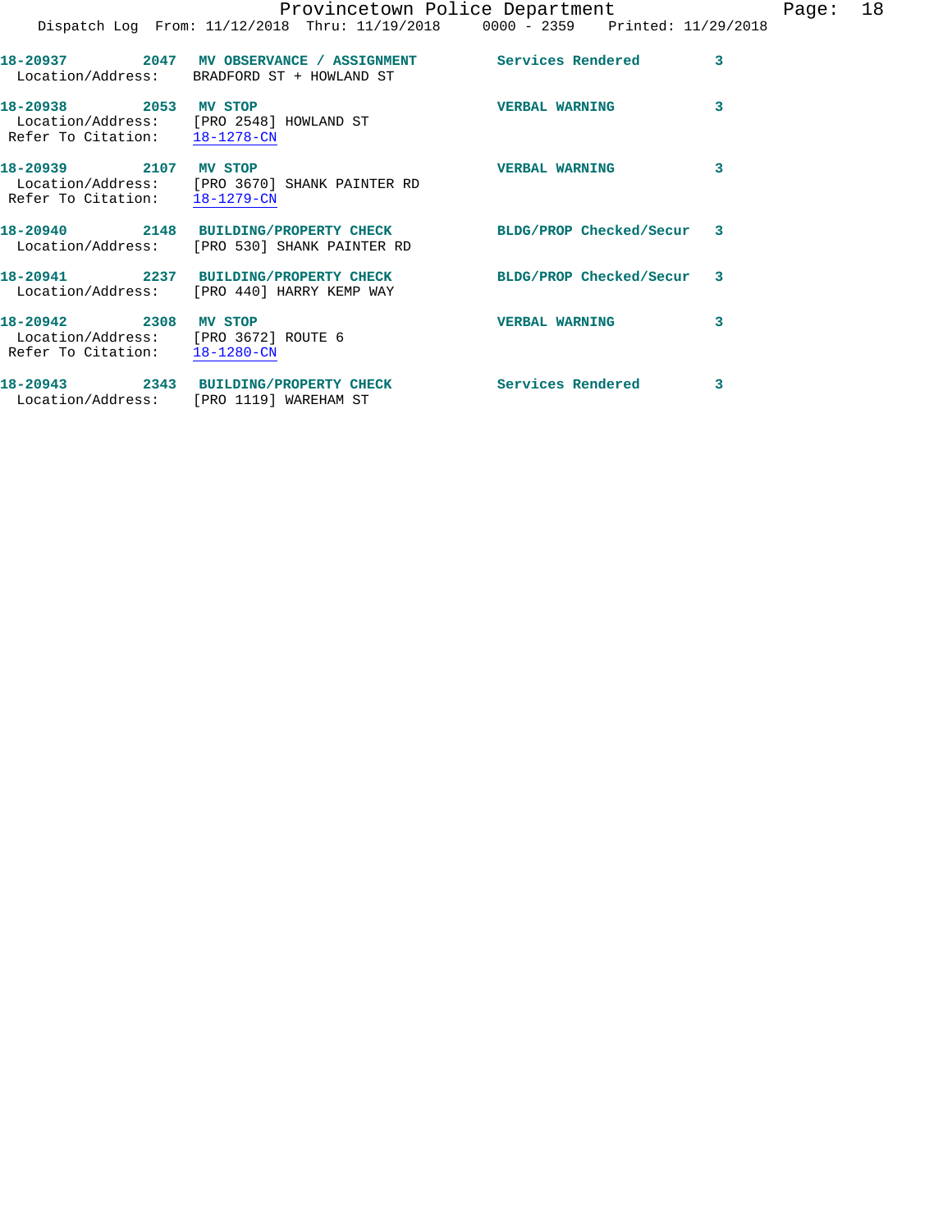**18-20937 2047 MV OBSERVANCE / ASSIGNMENT** Services Rendered 3
Location/Address: BRADFORD ST + HOWLAND ST

**18-20938 2053 MV STOP** VERBAL WARNING 3
Location/Address: [PRO 2548] HOWLAND ST
Refer To Citation: 18-1278-CN

**18-20939 2107 MV STOP** VERBAL WARNING 3
Location/Address: [PRO 3670] SHANK PAINTER RD
Refer To Citation: 18-1279-CN

**18-20940 2148 BUILDING/PROPERTY CHECK** BLDG/PROP Checked/Secur 3
Location/Address: [PRO 530] SHANK PAINTER RD

**18-20941 2237 BUILDING/PROPERTY CHECK** BLDG/PROP Checked/Secur 3
Location/Address: [PRO 440] HARRY KEMP WAY

**18-20942 2308 MV STOP** VERBAL WARNING 3
Location/Address: [PRO 3672] ROUTE 6
Refer To Citation: 18-1280-CN

**18-20943 2343 BUILDING/PROPERTY CHECK** Services Rendered 3
Location/Address: [PRO 1119] WAREHAM ST